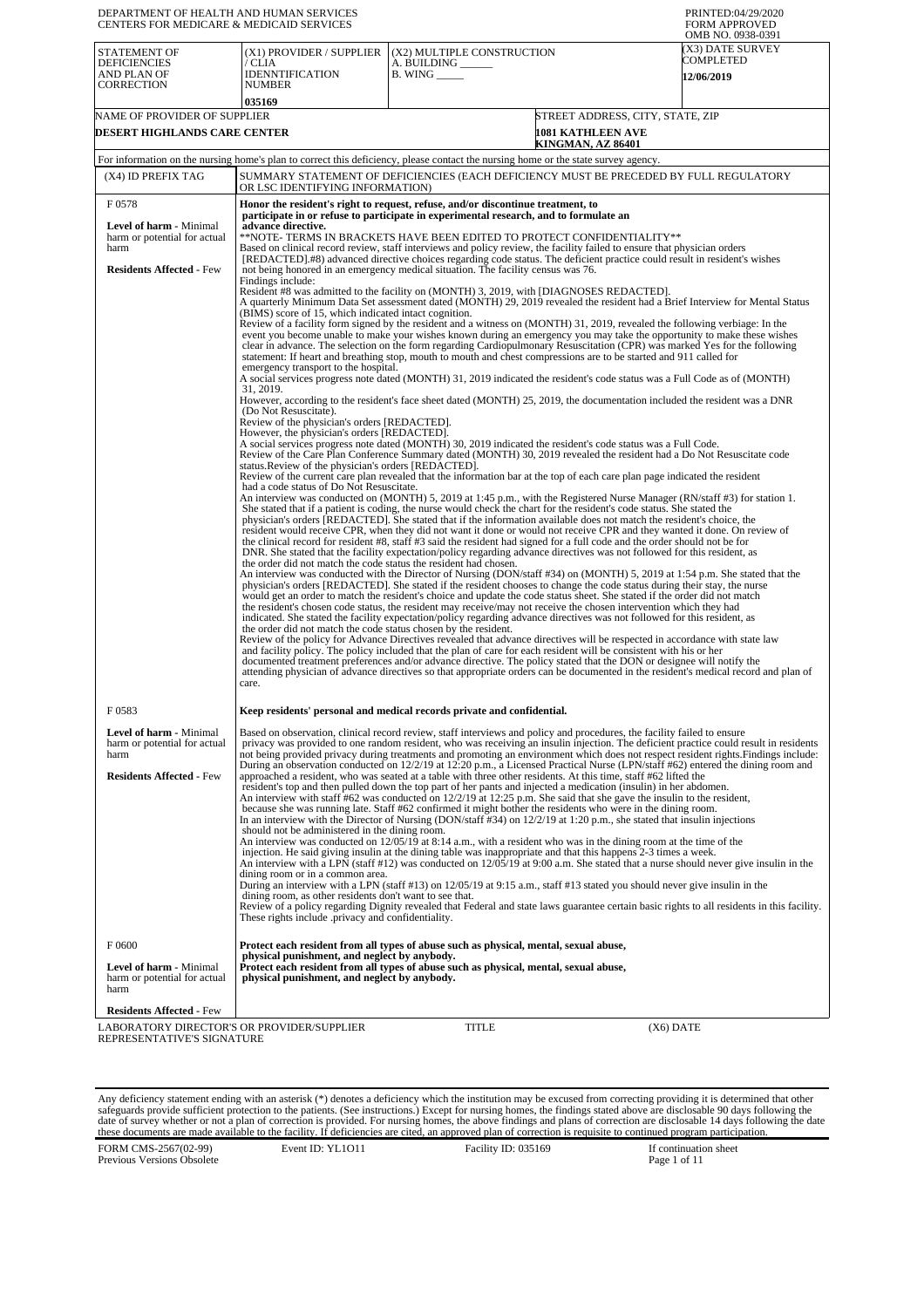DEPARTMENT OF HEALTH AND HUMAN SERVICES
CENTERS FOR MEDICARE & MEDICAID SERVICES

PRINTED:04/29/2020
FORM APPROVED
OMB NO. 0938-0391

| STATEMENT OF DEFICIENCIES AND PLAN OF CORRECTION | (X1) PROVIDER / SUPPLIER / CLIA IDENNTIFICATION NUMBER | (X2) MULTIPLE CONSTRUCTION A. BUILDING ______ B. WING _____ | (X3) DATE SURVEY COMPLETED |
|---|---|---|---|
| | 035169 | | 12/06/2019 |

| NAME OF PROVIDER OF SUPPLIER | STREET ADDRESS, CITY, STATE, ZIP |
|---|---|
| DESERT HIGHLANDS CARE CENTER | 1081 KATHLEEN AVE KINGMAN, AZ 86401 |

For information on the nursing home's plan to correct this deficiency, please contact the nursing home or the state survey agency.

| (X4) ID PREFIX TAG | SUMMARY STATEMENT OF DEFICIENCIES (EACH DEFICIENCY MUST BE PRECEDED BY FULL REGULATORY OR LSC IDENTIFYING INFORMATION) |
|---|---|
| F 0578<br><br>**Level of harm** - Minimal harm or potential for actual harm<br><br>**Residents Affected** - Few | **Honor the resident's right to request, refuse, and/or discontinue treatment, to participate in or refuse to participate in experimental research, and to formulate an advance directive.**<br>**NOTE- TERMS IN BRACKETS HAVE BEEN EDITED TO PROTECT CONFIDENTIALITY**<br>Based on clinical record review, staff interviews and policy review, the facility failed to ensure that physician orders [REDACTED].#8) advanced directive choices regarding code status. The deficient practice could result in resident's wishes not being honored in an emergency medical situation. The facility census was 76.<br>Findings include:<br>Resident #8 was admitted to the facility on (MONTH) 3, 2019, with [DIAGNOSES REDACTED].<br>A quarterly Minimum Data Set assessment dated (MONTH) 29, 2019 revealed the resident had a Brief Interview for Mental Status (BIMS) score of 15, which indicated intact cognition.<br>Review of a facility form signed by the resident and a witness on (MONTH) 31, 2019, revealed the following verbiage: In the event you become unable to make your wishes known during an emergency you may take the opportunity to make these wishes clear in advance. The selection on the form regarding Cardiopulmonary Resuscitation (CPR) was marked Yes for the following statement: If heart and breathing stop, mouth to mouth and chest compressions are to be started and 911 called for emergency transport to the hospital.<br>A social services progress note dated (MONTH) 31, 2019 indicated the resident's code status was a Full Code as of (MONTH) 31, 2019.<br>However, according to the resident's face sheet dated (MONTH) 25, 2019, the documentation included the resident was a DNR (Do Not Resuscitate).<br>Review of the physician's orders [REDACTED].<br>However, the physician's orders [REDACTED].<br>A social services progress note dated (MONTH) 30, 2019 indicated the resident's code status was a Full Code.<br>Review of the Care Plan Conference Summary dated (MONTH) 30, 2019 revealed the resident had a Do Not Resuscitate code status.Review of the physician's orders [REDACTED].<br>Review of the current care plan revealed that the information bar at the top of each care plan page indicated the resident had a code status of Do Not Resuscitate.<br>An interview was conducted on (MONTH) 5, 2019 at 1:45 p.m., with the Registered Nurse Manager (RN/staff #3) for station 1. She stated that if a patient is coding, the nurse would check the chart for the resident's code status. She stated the physician's orders [REDACTED]. She stated that if the information available does not match the resident's choice, the resident would receive CPR, when they did not want it done or would not receive CPR and they wanted it done. On review of the clinical record for resident #8, staff #3 said the resident had signed for a full code and the order should not be for DNR. She stated that the facility expectation/policy regarding advance directives was not followed for this resident, as the order did not match the code status the resident had chosen.<br>An interview was conducted with the Director of Nursing (DON/staff #34) on (MONTH) 5, 2019 at 1:54 p.m. She stated that the physician's orders [REDACTED]. She stated if the resident chooses to change the code status during their stay, the nurse would get an order to match the resident's choice and update the code status sheet. She stated if the order did not match the resident's chosen code status, the resident may receive/may not receive the chosen intervention which they had indicated. She stated the facility expectation/policy regarding advance directives was not followed for this resident, as the order did not match the code status chosen by the resident.<br>Review of the policy for Advance Directives revealed that advance directives will be respected in accordance with state law and facility policy. The policy included that the plan of care for each resident will be consistent with his or her documented treatment preferences and/or advance directive. The policy stated that the DON or designee will notify the attending physician of advance directives so that appropriate orders can be documented in the resident's medical record and plan of care. |
| F 0583<br><br>**Level of harm** - Minimal harm or potential for actual harm<br><br>**Residents Affected** - Few | **Keep residents' personal and medical records private and confidential.**<br><br>Based on observation, clinical record review, staff interviews and policy and procedures, the facility failed to ensure privacy was provided to one random resident, who was receiving an insulin injection. The deficient practice could result in residents not being provided privacy during treatments and promoting an environment which does not respect resident rights.Findings include:<br>During an observation conducted on 12/2/19 at 12:20 p.m., a Licensed Practical Nurse (LPN/staff #62) entered the dining room and approached a resident, who was seated at a table with three other residents. At this time, staff #62 lifted the resident's top and then pulled down the top part of her pants and injected a medication (insulin) in her abdomen.<br>An interview with staff #62 was conducted on 12/2/19 at 12:25 p.m. She said that she gave the insulin to the resident, because she was running late. Staff #62 confirmed it might bother the residents who were in the dining room.<br>In an interview with the Director of Nursing (DON/staff #34) on 12/2/19 at 1:20 p.m., she stated that insulin injections should not be administered in the dining room.<br>An interview was conducted on 12/05/19 at 8:14 a.m., with a resident who was in the dining room at the time of the injection. He said giving insulin at the dining table was inappropriate and that this happens 2-3 times a week.<br>An interview with a LPN (staff #12) was conducted on 12/05/19 at 9:00 a.m. She stated that a nurse should never give insulin in the dining room or in a common area.<br>During an interview with a LPN (staff #13) on 12/05/19 at 9:15 a.m., staff #13 stated you should never give insulin in the dining room, as other residents don't want to see that.<br>Review of a policy regarding Dignity revealed that Federal and state laws guarantee certain basic rights to all residents in this facility. These rights include .privacy and confidentiality. |
| F 0600<br><br>**Level of harm** - Minimal harm or potential for actual harm<br><br>**Residents Affected** - Few | **Protect each resident from all types of abuse such as physical, mental, sexual abuse, physical punishment, and neglect by anybody.**<br>**Protect each resident from all types of abuse such as physical, mental, sexual abuse, physical punishment, and neglect by anybody.** |

LABORATORY DIRECTOR'S OR PROVIDER/SUPPLIER REPRESENTATIVE'S SIGNATURE | TITLE | (X6) DATE

Any deficiency statement ending with an asterisk (*) denotes a deficiency which the institution may be excused from correcting providing it is determined that other safeguards provide sufficient protection to the patients. (See instructions.) Except for nursing homes, the findings stated above are disclosable 90 days following the date of survey whether or not a plan of correction is provided. For nursing homes, the above findings and plans of correction are disclosable 14 days following the date these documents are made available to the facility. If deficiencies are cited, an approved plan of correction is requisite to continued program participation.

FORM CMS-2567(02-99) Previous Versions Obsolete | Event ID: YL1O11 | Facility ID: 035169 | If continuation sheet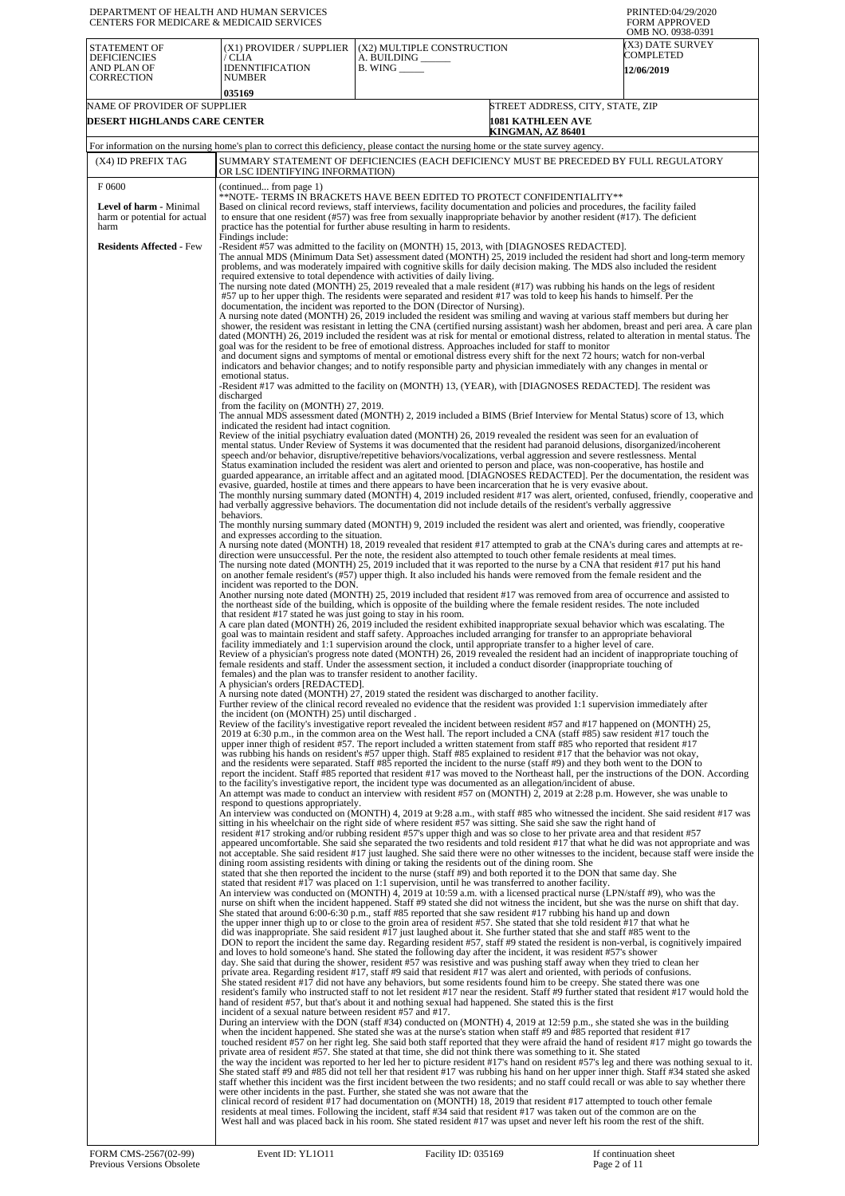DEPARTMENT OF HEALTH AND HUMAN SERVICES
CENTERS FOR MEDICARE & MEDICAID SERVICES

PRINTED:04/29/2020
FORM APPROVED
OMB NO. 0938-0391

| STATEMENT OF DEFICIENCIES AND PLAN OF CORRECTION | (X1) PROVIDER / SUPPLIER / CLIA IDENNTIFICATION NUMBER | (X2) MULTIPLE CONSTRUCTION A. BUILDING ______ B. WING _____ | (X3) DATE SURVEY COMPLETED |
|---|---|---|---|
| | 035169 | | 12/06/2019 |

| NAME OF PROVIDER OF SUPPLIER | STREET ADDRESS, CITY, STATE, ZIP |
|---|---|
| DESERT HIGHLANDS CARE CENTER | 1081 KATHLEEN AVE KINGMAN, AZ 86401 |

For information on the nursing home's plan to correct this deficiency, please contact the nursing home or the state survey agency.

| (X4) ID PREFIX TAG | SUMMARY STATEMENT OF DEFICIENCIES (EACH DEFICIENCY MUST BE PRECEDED BY FULL REGULATORY OR LSC IDENTIFYING INFORMATION) |
|---|---|
| F 0600 **Level of harm** - Minimal harm or potential for actual harm **Residents Affected** - Few | (continued... from page 1) |

**NOTE- TERMS IN BRACKETS HAVE BEEN EDITED TO PROTECT CONFIDENTIALITY**
Based on clinical record reviews, staff interviews, facility documentation and policies and procedures, the facility failed to ensure that one resident (#57) was free from sexually inappropriate behavior by another resident (#17). The deficient practice has the potential for further abuse resulting in harm to residents.
Findings include:
-Resident #57 was admitted to the facility on (MONTH) 15, 2013, with [DIAGNOSES REDACTED].
The annual MDS (Minimum Data Set) assessment dated (MONTH) 25, 2019 included the resident had short and long-term memory problems, and was moderately impaired with cognitive skills for daily decision making. The MDS also included the resident required extensive to total dependence with activities of daily living.
The nursing note dated (MONTH) 25, 2019 revealed that a male resident (#17) was rubbing his hands on the legs of resident #57 up to her upper thigh. The residents were separated and resident #17 was told to keep his hands to himself. Per the documentation, the incident was reported to the DON (Director of Nursing).
A nursing note dated (MONTH) 26, 2019 included the resident was smiling and waving at various staff members but during her shower, the resident was resistant in letting the CNA (certified nursing assistant) wash her abdomen, breast and peri area. A care plan dated (MONTH) 26, 2019 included the resident was at risk for mental or emotional distress, related to alteration in mental status. The goal was for the resident to be free of emotional distress. Approaches included for staff to monitor and document signs and symptoms of mental or emotional distress every shift for the next 72 hours; watch for non-verbal indicators and behavior changes; and to notify responsible party and physician immediately with any changes in mental or emotional status.
-Resident #17 was admitted to the facility on (MONTH) 13, (YEAR), with [DIAGNOSES REDACTED]. The resident was discharged from the facility on (MONTH) 27, 2019.
The annual MDS assessment dated (MONTH) 2, 2019 included a BIMS (Brief Interview for Mental Status) score of 13, which indicated the resident had intact cognition.
Review of the initial psychiatry evaluation dated (MONTH) 26, 2019 revealed the resident was seen for an evaluation of mental status. Under Review of Systems it was documented that the resident had paranoid delusions, disorganized/incoherent speech and/or behavior, disruptive/repetitive behaviors/vocalizations, verbal aggression and severe restlessness. Mental Status examination included the resident was alert and oriented to person and place, was non-cooperative, has hostile and guarded appearance, an irritable affect and an agitated mood. [DIAGNOSES REDACTED]. Per the documentation, the resident was evasive, guarded, hostile at times and there appears to have been incarceration that he is very evasive about.
The monthly nursing summary dated (MONTH) 4, 2019 included resident #17 was alert, oriented, confused, friendly, cooperative and had verbally aggressive behaviors. The documentation did not include details of the resident's verbally aggressive behaviors.
The monthly nursing summary dated (MONTH) 9, 2019 included the resident was alert and oriented, was friendly, cooperative and expresses according to the situation.
A nursing note dated (MONTH) 18, 2019 revealed that resident #17 attempted to grab at the CNA's during cares and attempts at re-direction were unsuccessful. Per the note, the resident also attempted to touch other female residents at meal times.
The nursing note dated (MONTH) 25, 2019 included that it was reported to the nurse by a CNA that resident #17 put his hand on another female resident's (#57) upper thigh. It also included his hands were removed from the female resident and the incident was reported to the DON.
Another nursing note dated (MONTH) 25, 2019 included that resident #17 was removed from area of occurrence and assisted to the northeast side of the building, which is opposite of the building where the female resident resides. The note included that resident #17 stated he was just going to stay in his room.
A care plan dated (MONTH) 26, 2019 included the resident exhibited inappropriate sexual behavior which was escalating. The goal was to maintain resident and staff safety. Approaches included arranging for transfer to an appropriate behavioral facility immediately and 1:1 supervision around the clock, until appropriate transfer to a higher level of care.
Review of a physician's progress note dated (MONTH) 26, 2019 revealed the resident had an incident of inappropriate touching of female residents and staff. Under the assessment section, it included a conduct disorder (inappropriate touching of females) and the plan was to transfer resident to another facility.
A physician's orders [REDACTED].
A nursing note dated (MONTH) 27, 2019 stated the resident was discharged to another facility.
Further review of the clinical record revealed no evidence that the resident was provided 1:1 supervision immediately after the incident (on (MONTH) 25) until discharged .
Review of the facility's investigative report revealed the incident between resident #57 and #17 happened on (MONTH) 25, 2019 at 6:30 p.m., in the common area on the West hall. The report included a CNA (staff #85) saw resident #17 touch the upper inner thigh of resident #57. The report included a written statement from staff #85 who reported that resident #17 was rubbing his hands on resident's #57 upper thigh. Staff #85 explained to resident #17 that the behavior was not okay, and the residents were separated. Staff #85 reported the incident to the nurse (staff #9) and they both went to the DON to report the incident. Staff #85 reported that resident #17 was moved to the Northeast hall, per the instructions of the DON. According to the facility's investigative report, the incident type was documented as an allegation/incident of abuse.
An attempt was made to conduct an interview with resident #57 on (MONTH) 2, 2019 at 2:28 p.m. However, she was unable to respond to questions appropriately.
An interview was conducted on (MONTH) 4, 2019 at 9:28 a.m., with staff #85 who witnessed the incident. She said resident #17 was sitting in his wheelchair on the right side of where resident #57 was sitting. She said she saw the right hand of resident #17 stroking and/or rubbing resident #57's upper thigh and was so close to her private area and that resident #57 appeared uncomfortable. She said she separated the two residents and told resident #17 that what he did was not appropriate and was not acceptable. She said resident #17 just laughed. She said there were no other witnesses to the incident, because staff were inside the dining room assisting residents with dining or taking the residents out of the dining room. She stated that she then reported the incident to the nurse (staff #9) and both reported it to the DON that same day. She stated that resident #17 was placed on 1:1 supervision, until he was transferred to another facility.
An interview was conducted on (MONTH) 4, 2019 at 10:59 a.m. with a licensed practical nurse (LPN/staff #9), who was the nurse on shift when the incident happened. Staff #9 stated she did not witness the incident, but she was the nurse on shift that day. She stated that around 6:00-6:30 p.m., staff #85 reported that she saw resident #17 rubbing his hand up and down the upper inner thigh up to or close to the groin area of resident #57. She stated that she told resident #17 that what he did was inappropriate. She said resident #17 just laughed about it. She further stated that she and staff #85 went to the DON to report the incident the same day. Regarding resident #57, staff #9 stated the resident is non-verbal, is cognitively impaired and loves to hold someone's hand. She stated the following day after the incident, it was resident #57's shower day. She said that during the shower, resident #57 was resistive and was pushing staff away when they tried to clean her private area. Regarding resident #17, staff #9 said that resident #17 was alert and oriented, with periods of confusions. She stated resident #17 did not have any behaviors, but some residents found him to be creepy. She stated there was one resident's family who instructed staff to not let resident #17 near the resident. Staff #9 further stated that resident #17 would hold the hand of resident #57, but that's about it and nothing sexual had happened. She stated this is the first incident of a sexual nature between resident #57 and #17.
During an interview with the DON (staff #34) conducted on (MONTH) 4, 2019 at 12:59 p.m., she stated she was in the building when the incident happened. She stated she was at the nurse's station when staff #9 and #85 reported that resident #17 touched resident #57 on her right leg. She said both staff reported that they were afraid the hand of resident #17 might go towards the private area of resident #57. She stated at that time, she did not think there was something to it. She stated the way the incident was reported to her led her to picture resident #17's hand on resident #57's leg and there was nothing sexual to it. She stated staff #9 and #85 did not tell her that resident #17 was rubbing his hand on her upper inner thigh. Staff #34 stated she asked staff whether this incident was the first incident between the two residents; and no staff could recall or was able to say whether there were other incidents in the past. Further, she stated she was not aware that the clinical record of resident #17 had documentation on (MONTH) 18, 2019 that resident #17 attempted to touch other female residents at meal times. Following the incident, staff #34 said that resident #17 was taken out of the common are on the West hall and was placed back in his room. She stated resident #17 was upset and never left his room the rest of the shift.

FORM CMS-2567(02-99) Previous Versions Obsolete | Event ID: YL1O11 | Facility ID: 035169 | If continuation sheet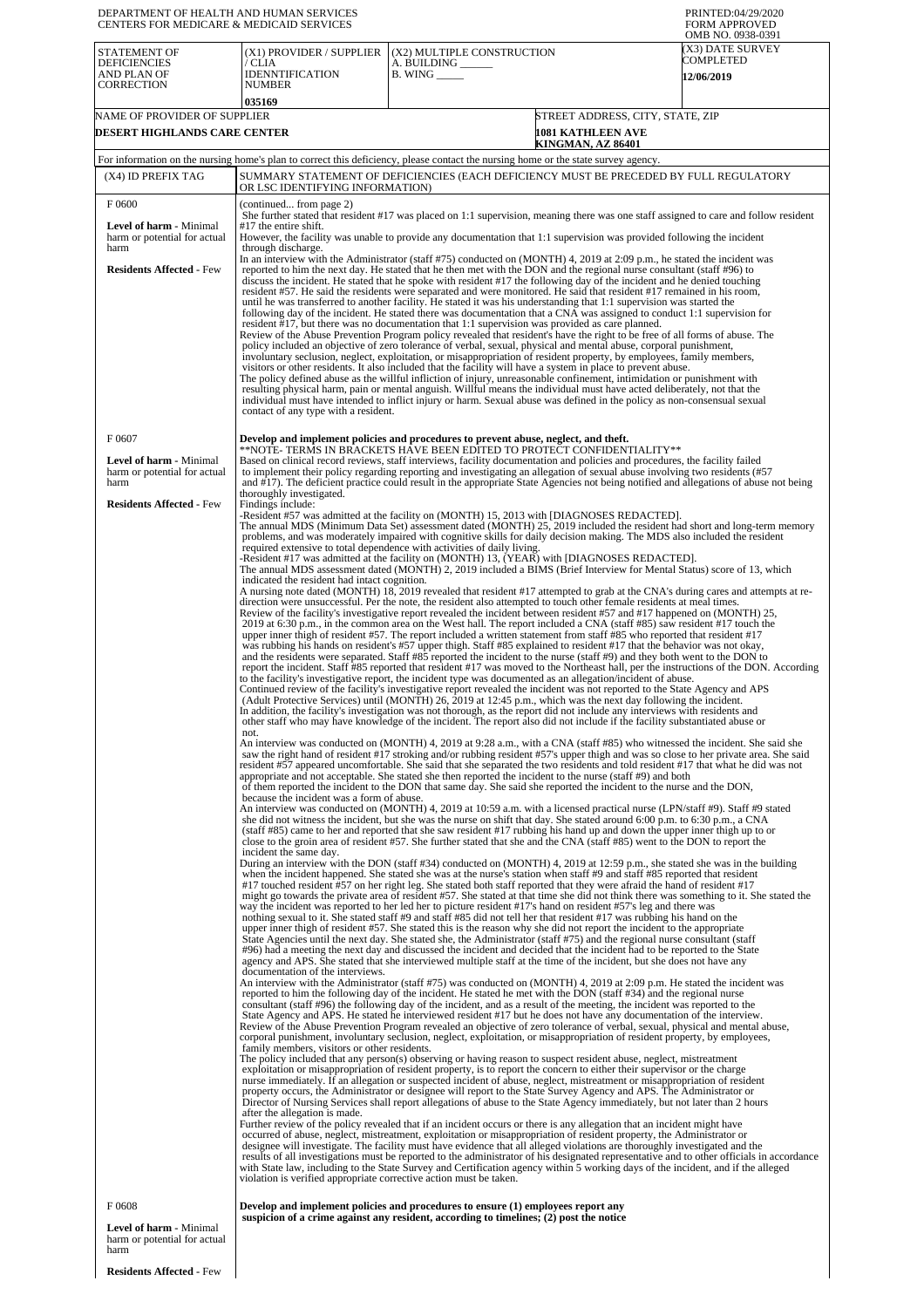DEPARTMENT OF HEALTH AND HUMAN SERVICES
CENTERS FOR MEDICARE & MEDICAID SERVICES

PRINTED:04/29/2020
FORM APPROVED
OMB NO. 0938-0391

| STATEMENT OF DEFICIENCIES AND PLAN OF CORRECTION | (X1) PROVIDER / SUPPLIER / CLIA IDENNTIFICATION NUMBER | (X2) MULTIPLE CONSTRUCTION A. BUILDING ______ B. WING _____ | (X3) DATE SURVEY COMPLETED |
|---|---|---|---|
| | 035169 | | 12/06/2019 |

| NAME OF PROVIDER OF SUPPLIER | STREET ADDRESS, CITY, STATE, ZIP |
|---|---|
| DESERT HIGHLANDS CARE CENTER | 1081 KATHLEEN AVE KINGMAN, AZ 86401 |

For information on the nursing home's plan to correct this deficiency, please contact the nursing home or the state survey agency.

| (X4) ID PREFIX TAG | SUMMARY STATEMENT OF DEFICIENCIES (EACH DEFICIENCY MUST BE PRECEDED BY FULL REGULATORY OR LSC IDENTIFYING INFORMATION) |
|---|---|
| F 0600<br><br>**Level of harm** - Minimal harm or potential for actual harm<br><br>**Residents Affected** - Few | (continued... from page 2)<br>She further stated that resident #17 was placed on 1:1 supervision, meaning there was one staff assigned to care and follow resident #17 the entire shift.<br>However, the facility was unable to provide any documentation that 1:1 supervision was provided following the incident through discharge.<br>In an interview with the Administrator (staff #75) conducted on (MONTH) 4, 2019 at 2:09 p.m., he stated the incident was reported to him the next day. He stated that he then met with the DON and the regional nurse consultant (staff #96) to discuss the incident. He stated that he spoke with resident #17 the following day of the incident and he denied touching resident #57. He said the residents were separated and were monitored. He said that resident #17 remained in his room, until he was transferred to another facility. He stated it was his understanding that 1:1 supervision was started the following day of the incident. He stated there was documentation that a CNA was assigned to conduct 1:1 supervision for resident #17, but there was no documentation that 1:1 supervision was provided as care planned.<br>Review of the Abuse Prevention Program policy revealed that resident's have the right to be free of all forms of abuse. The policy included an objective of zero tolerance of verbal, sexual, physical and mental abuse, corporal punishment, involuntary seclusion, neglect, exploitation, or misappropriation of resident property, by employees, family members, visitors or other residents. It also included that the facility will have a system in place to prevent abuse.<br>The policy defined abuse as the willful infliction of injury, unreasonable confinement, intimidation or punishment with resulting physical harm, pain or mental anguish. Willful means the individual must have acted deliberately, not that the individual must have intended to inflict injury or harm. Sexual abuse was defined in the policy as non-consensual sexual contact of any type with a resident. |
| F 0607<br><br>**Level of harm** - Minimal harm or potential for actual harm<br><br>**Residents Affected** - Few | **Develop and implement policies and procedures to prevent abuse, neglect, and theft.**<br>**NOTE- TERMS IN BRACKETS HAVE BEEN EDITED TO PROTECT CONFIDENTIALITY**<br>Based on clinical record reviews, staff interviews, facility documentation and policies and procedures, the facility failed to implement their policy regarding reporting and investigating an allegation of sexual abuse involving two residents (#57 and #17). The deficient practice could result in the appropriate State Agencies not being notified and allegations of abuse not being thoroughly investigated.<br>Findings include:<br>-Resident #57 was admitted at the facility on (MONTH) 15, 2013 with [DIAGNOSES REDACTED].<br>The annual MDS (Minimum Data Set) assessment dated (MONTH) 25, 2019 included the resident had short and long-term memory problems, and was moderately impaired with cognitive skills for daily decision making. The MDS also included the resident required extensive to total dependence with activities of daily living.<br>-Resident #17 was admitted at the facility on (MONTH) 13, (YEAR) with [DIAGNOSES REDACTED].<br>The annual MDS assessment dated (MONTH) 2, 2019 included a BIMS (Brief Interview for Mental Status) score of 13, which indicated the resident had intact cognition.<br>A nursing note dated (MONTH) 18, 2019 revealed that resident #17 attempted to grab at the CNA's during cares and attempts at re-direction were unsuccessful. Per the note, the resident also attempted to touch other female residents at meal times.<br>Review of the facility's investigative report revealed the incident between resident #57 and #17 happened on (MONTH) 25, 2019 at 6:30 p.m., in the common area on the West hall. The report included a CNA (staff #85) saw resident #17 touch the upper inner thigh of resident #57. The report included a written statement from staff #85 who reported that resident #17 was rubbing his hands on resident's #57 upper thigh. Staff #85 explained to resident #17 that the behavior was not okay, and the residents were separated. Staff #85 reported the incident to the nurse (staff #9) and they both went to the DON to report the incident. Staff #85 reported that resident #17 was moved to the Northeast hall, per the instructions of the DON. According to the facility's investigative report, the incident type was documented as an allegation/incident of abuse.<br>Continued review of the facility's investigative report revealed the incident was not reported to the State Agency and APS (Adult Protective Services) until (MONTH) 26, 2019 at 12:45 p.m., which was the next day following the incident.<br>In addition, the facility's investigation was not thorough, as the report did not include any interviews with residents and other staff who may have knowledge of the incident. The report also did not include if the facility substantiated abuse or not.<br>An interview was conducted on (MONTH) 4, 2019 at 9:28 a.m., with a CNA (staff #85) who witnessed the incident. She said she saw the right hand of resident #17 stroking and/or rubbing resident #57's upper thigh and was so close to her private area. She said resident #57 appeared uncomfortable. She said that she separated the two residents and told resident #17 that what he did was not appropriate and not acceptable. She stated she then reported the incident to the nurse (staff #9) and both of them reported the incident to the DON that same day. She said she reported the incident to the nurse and the DON, because the incident was a form of abuse.<br>An interview was conducted on (MONTH) 4, 2019 at 10:59 a.m. with a licensed practical nurse (LPN/staff #9). Staff #9 stated she did not witness the incident, but she was the nurse on shift that day. She stated around 6:00 p.m. to 6:30 p.m., a CNA (staff #85) came to her and reported that she saw resident #17 rubbing his hand up and down the upper inner thigh up to or close to the groin area of resident #57. She further stated that she and the CNA (staff #85) went to the DON to report the incident the same day.<br>During an interview with the DON (staff #34) conducted on (MONTH) 4, 2019 at 12:59 p.m., she stated she was in the building when the incident happened. She stated she was at the nurse's station when staff #9 and staff #85 reported that resident #17 touched resident #57 on her right leg. She stated both staff reported that they were afraid the hand of resident #17 might go towards the private area of resident #57. She stated at that time she did not think there was something to it. She stated the way the incident was reported to her led her to picture resident #17's hand on resident #57's leg and there was nothing sexual to it. She stated staff #9 and staff #85 did not tell her that resident #17 was rubbing his hand on the upper inner thigh of resident #57. She stated this is the reason why she did not report the incident to the appropriate State Agencies until the next day. She stated she, the Administrator (staff #75) and the regional nurse consultant (staff #96) had a meeting the next day and discussed the incident and decided that the incident had to be reported to the State agency and APS. She stated that she interviewed multiple staff at the time of the incident, but she does not have any documentation of the interviews.<br>An interview with the Administrator (staff #75) was conducted on (MONTH) 4, 2019 at 2:09 p.m. He stated the incident was reported to him the following day of the incident. He stated he met with the DON (staff #34) and the regional nurse consultant (staff #96) the following day of the incident, and as a result of the meeting, the incident was reported to the State Agency and APS. He stated he interviewed resident #17 but he does not have any documentation of the interview.<br>Review of the Abuse Prevention Program revealed an objective of zero tolerance of verbal, sexual, physical and mental abuse, corporal punishment, involuntary seclusion, neglect, exploitation, or misappropriation of resident property, by employees, family members, visitors or other residents.<br>The policy included that any person(s) observing or having reason to suspect resident abuse, neglect, mistreatment exploitation or misappropriation of resident property, is to report the concern to either their supervisor or the charge nurse immediately. If an allegation or suspected incident of abuse, neglect, mistreatment or misappropriation of resident property occurs, the Administrator or designee will report to the State Survey Agency and APS. The Administrator or Director of Nursing Services shall report allegations of abuse to the State Agency immediately, but not later than 2 hours after the allegation is made.<br>Further review of the policy revealed that if an incident occurs or there is any allegation that an incident might have occurred of abuse, neglect, mistreatment, exploitation or misappropriation of resident property, the Administrator or designee will investigate. The facility must have evidence that all alleged violations are thoroughly investigated and the results of all investigations must be reported to the administrator of his designated representative and to other officials in accordance with State law, including to the State Survey and Certification agency within 5 working days of the incident, and if the alleged violation is verified appropriate corrective action must be taken. |
| F 0608<br><br>**Level of harm** - Minimal harm or potential for actual harm<br><br>**Residents Affected** - Few | **Develop and implement policies and procedures to ensure (1) employees report any suspicion of a crime against any resident, according to timelines; (2) post the notice** |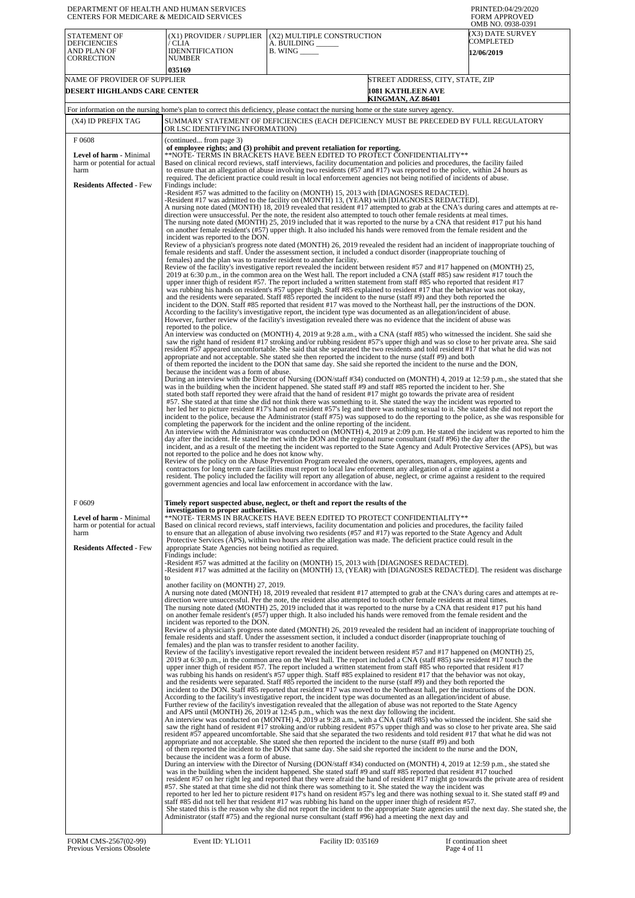| DEPARTMENT OF HEALTH AND HUMAN SERVICES<br>CENTERS FOR MEDICARE & MEDICAID SERVICES | | | PRINTED:04/29/2020<br>FORM APPROVED<br>OMB NO. 0938-0391 |
|---|---|---|---|
| STATEMENT OF DEFICIENCIES AND PLAN OF CORRECTION | (X1) PROVIDER / SUPPLIER / CLIA IDENNTIFICATION NUMBER<br>035169 | (X2) MULTIPLE CONSTRUCTION<br>A. BUILDING ______<br>B. WING _____ | (X3) DATE SURVEY COMPLETED<br>12/06/2019 |
| NAME OF PROVIDER OF SUPPLIER<br>DESERT HIGHLANDS CARE CENTER | | STREET ADDRESS, CITY, STATE, ZIP<br>1081 KATHLEEN AVE<br>KINGMAN, AZ 86401 | |

For information on the nursing home's plan to correct this deficiency, please contact the nursing home or the state survey agency.

| (X4) ID PREFIX TAG | SUMMARY STATEMENT OF DEFICIENCIES (EACH DEFICIENCY MUST BE PRECEDED BY FULL REGULATORY OR LSC IDENTIFYING INFORMATION) |
|---|---|
| F 0608<br><br>**Level of harm** - Minimal harm or potential for actual harm<br><br>**Residents Affected** - Few | (continued... from page 3)<br>**of employee rights; and (3) prohibit and prevent retaliation for reporting.**<br>**NOTE- TERMS IN BRACKETS HAVE BEEN EDITED TO PROTECT CONFIDENTIALITY**<br>Based on clinical record reviews, staff interviews, facility documentation and policies and procedures, the facility failed to ensure that an allegation of abuse involving two residents (#57 and #17) was reported to the police, within 24 hours as required. The deficient practice could result in local enforcement agencies not being notified of incidents of abuse.<br>Findings include:<br>-Resident #57 was admitted to the facility on (MONTH) 15, 2013 with [DIAGNOSES REDACTED].<br>-Resident #17 was admitted to the facility on (MONTH) 13, (YEAR) with [DIAGNOSES REDACTED].<br>A nursing note dated (MONTH) 18, 2019 revealed that resident #17 attempted to grab at the CNA's during cares and attempts at re-direction were unsuccessful. Per the note, the resident also attempted to touch other female residents at meal times.<br>The nursing note dated (MONTH) 25, 2019 included that it was reported to the nurse by a CNA that resident #17 put his hand on another female resident's (#57) upper thigh. It also included his hands were removed from the female resident and the incident was reported to the DON.<br>Review of a physician's progress note dated (MONTH) 26, 2019 revealed the resident had an incident of inappropriate touching of female residents and staff. Under the assessment section, it included a conduct disorder (inappropriate touching of females) and the plan was to transfer resident to another facility.<br>Review of the facility's investigative report revealed the incident between resident #57 and #17 happened on (MONTH) 25, 2019 at 6:30 p.m., in the common area on the West hall. The report included a CNA (staff #85) saw resident #17 touch the upper inner thigh of resident #57. The report included a written statement from staff #85 who reported that resident #17 was rubbing his hands on resident's #57 upper thigh. Staff #85 explained to resident #17 that the behavior was not okay, and the residents were separated. Staff #85 reported the incident to the nurse (staff #9) and they both reported the incident to the DON. Staff #85 reported that resident #17 was moved to the Northeast hall, per the instructions of the DON.<br>According to the facility's investigative report, the incident type was documented as an allegation/incident of abuse.<br>However, further review of the facility's investigation revealed there was no evidence that the incident of abuse was reported to the police.<br>An interview was conducted on (MONTH) 4, 2019 at 9:28 a.m., with a CNA (staff #85) who witnessed the incident. She said she saw the right hand of resident #17 stroking and/or rubbing resident #57's upper thigh and was so close to her private area. She said resident #57 appeared uncomfortable. She said that she separated the two residents and told resident #17 that what he did was not appropriate and not acceptable. She stated she then reported the incident to the nurse (staff #9) and both of them reported the incident to the DON that same day. She said she reported the incident to the nurse and the DON, because the incident was a form of abuse.<br>During an interview with the Director of Nursing (DON/staff #34) conducted on (MONTH) 4, 2019 at 12:59 p.m., she stated that she was in the building when the incident happened. She stated staff #9 and staff #85 reported the incident to her. She stated both staff reported they were afraid that the hand of resident #17 might go towards the private area of resident #57. She stated at that time she did not think there was something to it. She stated the way the incident was reported to her led her to picture resident #17's hand on resident #57's leg and there was nothing sexual to it. She stated she did not report the incident to the police, because the Administrator (staff #75) was supposed to do the reporting to the police, as she was responsible for completing the paperwork for the incident and the online reporting of the incident.<br>An interview with the Administrator was conducted on (MONTH) 4, 2019 at 2:09 p.m. He stated the incident was reported to him the day after the incident. He stated he met with the DON and the regional nurse consultant (staff #96) the day after the incident, and as a result of the meeting the incident was reported to the State Agency and Adult Protective Services (APS), but was not reported to the police and he does not know why.<br>Review of the policy on the Abuse Prevention Program revealed the owners, operators, managers, employees, agents and contractors for long term care facilities must report to local law enforcement any allegation of a crime against a resident. The policy included the facility will report any allegation of abuse, neglect, or crime against a resident to the required government agencies and local law enforcement in accordance with the law. |
| F 0609<br><br>**Level of harm** - Minimal harm or potential for actual harm<br><br>**Residents Affected** - Few | **Timely report suspected abuse, neglect, or theft and report the results of the investigation to proper authorities.**<br>**NOTE- TERMS IN BRACKETS HAVE BEEN EDITED TO PROTECT CONFIDENTIALITY**<br>Based on clinical record reviews, staff interviews, facility documentation and policies and procedures, the facility failed to ensure that an allegation of abuse involving two residents (#57 and #17) was reported to the State Agency and Adult Protective Services (APS), within two hours after the allegation was made. The deficient practice could result in the appropriate State Agencies not being notified as required.<br>Findings include:<br>-Resident #57 was admitted at the facility on (MONTH) 15, 2013 with [DIAGNOSES REDACTED].<br>-Resident #17 was admitted at the facility on (MONTH) 13, (YEAR) with [DIAGNOSES REDACTED]. The resident was discharge to another facility on (MONTH) 27, 2019.<br>A nursing note dated (MONTH) 18, 2019 revealed that resident #17 attempted to grab at the CNA's during cares and attempts at re-direction were unsuccessful. Per the note, the resident also attempted to touch other female residents at meal times.<br>The nursing note dated (MONTH) 25, 2019 included that it was reported to the nurse by a CNA that resident #17 put his hand on another female resident's (#57) upper thigh. It also included his hands were removed from the female resident and the incident was reported to the DON.<br>Review of a physician's progress note dated (MONTH) 26, 2019 revealed the resident had an incident of inappropriate touching of female residents and staff. Under the assessment section, it included a conduct disorder (inappropriate touching of females) and the plan was to transfer resident to another facility.<br>Review of the facility's investigative report revealed the incident between resident #57 and #17 happened on (MONTH) 25, 2019 at 6:30 p.m., in the common area on the West hall. The report included a CNA (staff #85) saw resident #17 touch the upper inner thigh of resident #57. The report included a written statement from staff #85 who reported that resident #17 was rubbing his hands on resident's #57 upper thigh. Staff #85 explained to resident #17 that the behavior was not okay, and the residents were separated. Staff #85 reported the incident to the nurse (staff #9) and they both reported the incident to the DON. Staff #85 reported that resident #17 was moved to the Northeast hall, per the instructions of the DON.<br>According to the facility's investigative report, the incident type was documented as an allegation/incident of abuse.<br>Further review of the facility's investigation revealed that the allegation of abuse was not reported to the State Agency and APS until (MONTH) 26, 2019 at 12:45 p.m., which was the next day following the incident.<br>An interview was conducted on (MONTH) 4, 2019 at 9:28 a.m., with a CNA (staff #85) who witnessed the incident. She said she saw the right hand of resident #17 stroking and/or rubbing resident #57's upper thigh and was so close to her private area. She said resident #57 appeared uncomfortable. She said that she separated the two residents and told resident #17 that what he did was not appropriate and not acceptable. She stated she then reported the incident to the nurse (staff #9) and both of them reported the incident to the DON that same day. She said she reported the incident to the nurse and the DON, because the incident was a form of abuse.<br>During an interview with the Director of Nursing (DON/staff #34) conducted on (MONTH) 4, 2019 at 12:59 p.m., she stated she was in the building when the incident happened. She stated staff #9 and staff #85 reported that resident #17 touched resident #57 on her right leg and reported that they were afraid that the hand of resident #17 might go towards the private area of resident #57. She stated at that time she did not think there was something to it. She stated the way the incident was reported to her led her to picture resident #17's hand on resident #57's leg and there was nothing sexual to it. She stated staff #9 and staff #85 did not tell her that resident #17 was rubbing his hand on the upper inner thigh of resident #57.<br>She stated this is the reason why she did not report the incident to the appropriate State agencies until the next day. She stated she, the Administrator (staff #75) and the regional nurse consultant (staff #96) had a meeting the next day and |

FORM CMS-2567(02-99) Previous Versions Obsolete | Event ID: YL1O11 | Facility ID: 035169 | If continuation sheet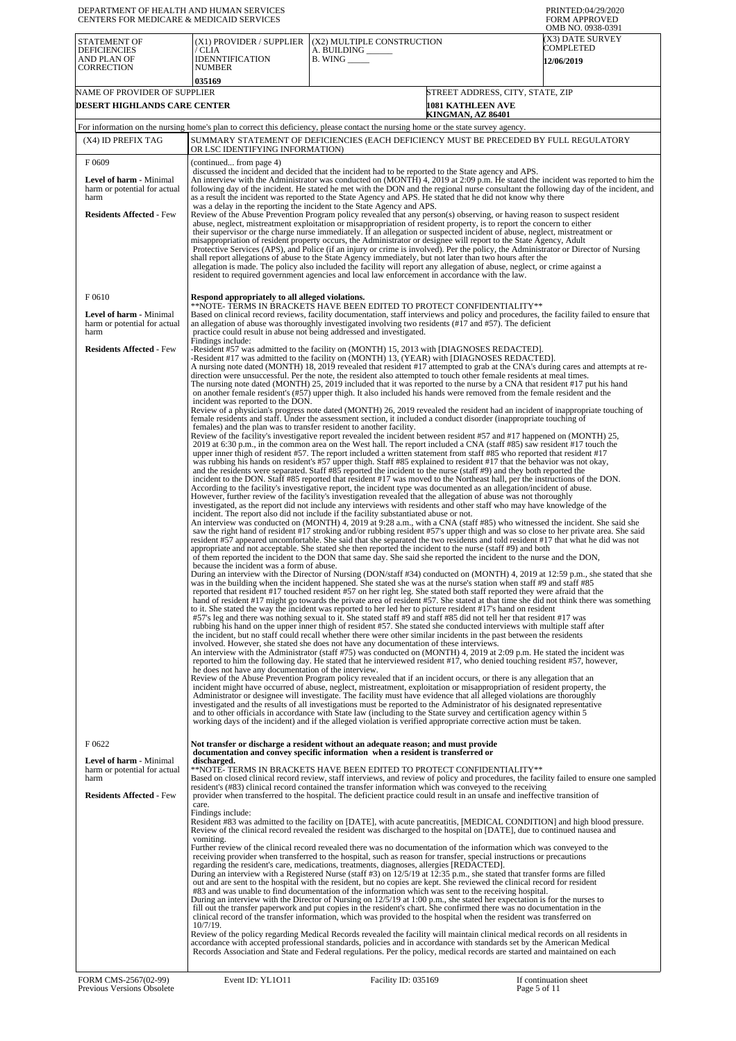DEPARTMENT OF HEALTH AND HUMAN SERVICES
CENTERS FOR MEDICARE & MEDICAID SERVICES

PRINTED:04/29/2020
FORM APPROVED
OMB NO. 0938-0391

| STATEMENT OF DEFICIENCIES AND PLAN OF CORRECTION | (X1) PROVIDER / SUPPLIER / CLIA IDENNTIFICATION NUMBER | (X2) MULTIPLE CONSTRUCTION A. BUILDING ______ B. WING _____ | (X3) DATE SURVEY COMPLETED |
|---|---|---|---|
| | 035169 | | 12/06/2019 |

| NAME OF PROVIDER OF SUPPLIER | STREET ADDRESS, CITY, STATE, ZIP |
|---|---|
| DESERT HIGHLANDS CARE CENTER | 1081 KATHLEEN AVE KINGMAN, AZ 86401 |

For information on the nursing home's plan to correct this deficiency, please contact the nursing home or the state survey agency.

| (X4) ID PREFIX TAG | SUMMARY STATEMENT OF DEFICIENCIES (EACH DEFICIENCY MUST BE PRECEDED BY FULL REGULATORY OR LSC IDENTIFYING INFORMATION) |
|---|---|
| F 0609<br><br>**Level of harm -** Minimal harm or potential for actual harm<br><br>**Residents Affected -** Few | (continued... from page 4)<br>discussed the incident and decided that the incident had to be reported to the State agency and APS.<br>An interview with the Administrator was conducted on (MONTH) 4, 2019 at 2:09 p.m. He stated the incident was reported to him the following day of the incident. He stated he met with the DON and the regional nurse consultant the following day of the incident, and as a result the incident was reported to the State Agency and APS. He stated that he did not know why there was a delay in the reporting the incident to the State Agency and APS.<br>Review of the Abuse Prevention Program policy revealed that any person(s) observing, or having reason to suspect resident abuse, neglect, mistreatment exploitation or misappropriation of resident property, is to report the concern to either their supervisor or the charge nurse immediately. If an allegation or suspected incident of abuse, neglect, mistreatment or misappropriation of resident property occurs, the Administrator or designee will report to the State Agency, Adult Protective Services (APS), and Police (if an injury or crime is involved). Per the policy, the Administrator or Director of Nursing shall report allegations of abuse to the State Agency immediately, but not later than two hours after the allegation is made. The policy also included the facility will report any allegation of abuse, neglect, or crime against a resident to required government agencies and local law enforcement in accordance with the law. |
| F 0610<br><br>**Level of harm -** Minimal harm or potential for actual harm<br><br>**Residents Affected -** Few | **Respond appropriately to all alleged violations.**<br>**NOTE- TERMS IN BRACKETS HAVE BEEN EDITED TO PROTECT CONFIDENTIALITY**<br>Based on clinical record reviews, facility documentation, staff interviews and policy and procedures, the facility failed to ensure that an allegation of abuse was thoroughly investigated involving two residents (#17 and #57). The deficient practice could result in abuse not being addressed and investigated.<br>Findings include:<br>-Resident #57 was admitted to the facility on (MONTH) 15, 2013 with [DIAGNOSES REDACTED].<br>-Resident #17 was admitted to the facility on (MONTH) 13, (YEAR) with [DIAGNOSES REDACTED].<br>A nursing note dated (MONTH) 18, 2019 revealed that resident #17 attempted to grab at the CNA's during cares and attempts at re-direction were unsuccessful. Per the note, the resident also attempted to touch other female residents at meal times.<br>The nursing note dated (MONTH) 25, 2019 included that it was reported to the nurse by a CNA that resident #17 put his hand on another female resident's (#57) upper thigh. It also included his hands were removed from the female resident and the incident was reported to the DON.<br>Review of a physician's progress note dated (MONTH) 26, 2019 revealed the resident had an incident of inappropriate touching of female residents and staff. Under the assessment section, it included a conduct disorder (inappropriate touching of females) and the plan was to transfer resident to another facility.<br>Review of the facility's investigative report revealed the incident between resident #57 and #17 happened on (MONTH) 25, 2019 at 6:30 p.m., in the common area on the West hall. The report included a CNA (staff #85) saw resident #17 touch the upper inner thigh of resident #57. The report included a written statement from staff #85 who reported that resident #17 was rubbing his hands on resident's #57 upper thigh. Staff #85 explained to resident #17 that the behavior was not okay, and the residents were separated. Staff #85 reported the incident to the nurse (staff #9) and they both reported the incident to the DON. Staff #85 reported that resident #17 was moved to the Northeast hall, per the instructions of the DON.<br>According to the facility's investigative report, the incident type was documented as an allegation/incident of abuse.<br>However, further review of the facility's investigation revealed that the allegation of abuse was not thoroughly investigated, as the report did not include any interviews with residents and other staff who may have knowledge of the incident. The report also did not include if the facility substantiated abuse or not.<br>An interview was conducted on (MONTH) 4, 2019 at 9:28 a.m., with a CNA (staff #85) who witnessed the incident. She said she saw the right hand of resident #17 stroking and/or rubbing resident #57's upper thigh and was so close to her private area. She said resident #57 appeared uncomfortable. She said that she separated the two residents and told resident #17 that what he did was not appropriate and not acceptable. She stated she then reported the incident to the nurse (staff #9) and both of them reported the incident to the DON that same day. She said she reported the incident to the nurse and the DON, because the incident was a form of abuse.<br>During an interview with the Director of Nursing (DON/staff #34) conducted on (MONTH) 4, 2019 at 12:59 p.m., she stated that she was in the building when the incident happened. She stated she was at the nurse's station when staff #9 and staff #85 reported that resident #17 touched resident #57 on her right leg. She stated both staff reported they were afraid that the hand of resident #17 might go towards the private area of resident #57. She stated at that time she did not think there was something to it. She stated the way the incident was reported to her led her to picture resident #17's hand on resident #57's leg and there was nothing sexual to it. She stated staff #9 and staff #85 did not tell her that resident #17 was rubbing his hand on the upper inner thigh of resident #57. She stated she conducted interviews with multiple staff after the incident, but no staff could recall whether there were other similar incidents in the past between the residents involved. However, she stated she does not have any documentation of these interviews.<br>An interview with the Administrator (staff #75) was conducted on (MONTH) 4, 2019 at 2:09 p.m. He stated the incident was reported to him the following day. He stated that he interviewed resident #17, who denied touching resident #57, however, he does not have any documentation of the interview.<br>Review of the Abuse Prevention Program policy revealed that if an incident occurs, or there is any allegation that an incident might have occurred of abuse, neglect, mistreatment, exploitation or misappropriation of resident property, the Administrator or designee will investigate. The facility must have evidence that all alleged violations are thoroughly investigated and the results of all investigations must be reported to the Administrator of his designated representative and to other officials in accordance with State law (including to the State survey and certification agency within 5 working days of the incident) and if the alleged violation is verified appropriate corrective action must be taken. |
| F 0622<br><br>**Level of harm -** Minimal harm or potential for actual harm<br><br>**Residents Affected -** Few | **Not transfer or discharge a resident without an adequate reason; and must provide documentation and convey specific information when a resident is transferred or discharged.**<br>**NOTE- TERMS IN BRACKETS HAVE BEEN EDITED TO PROTECT CONFIDENTIALITY**<br>Based on closed clinical record review, staff interviews, and review of policy and procedures, the facility failed to ensure one sampled resident's (#83) clinical record contained the transfer information which was conveyed to the receiving provider when transferred to the hospital. The deficient practice could result in an unsafe and ineffective transition of care.<br>Findings include:<br>Resident #83 was admitted to the facility on [DATE], with acute pancreatitis, [MEDICAL CONDITION] and high blood pressure.<br>Review of the clinical record revealed the resident was discharged to the hospital on [DATE], due to continued nausea and vomiting.<br>Further review of the clinical record revealed there was no documentation of the information which was conveyed to the receiving provider when transferred to the hospital, such as reason for transfer, special instructions or precautions regarding the resident's care, medications, treatments, diagnoses, allergies [REDACTED].<br>During an interview with a Registered Nurse (staff #3) on 12/5/19 at 12:35 p.m., she stated that transfer forms are filled out and are sent to the hospital with the resident, but no copies are kept. She reviewed the clinical record for resident #83 and was unable to find documentation of the information which was sent to the receiving hospital.<br>During an interview with the Director of Nursing on 12/5/19 at 1:00 p.m., she stated her expectation is for the nurses to fill out the transfer paperwork and put copies in the resident's chart. She confirmed there was no documentation in the clinical record of the transfer information, which was provided to the hospital when the resident was transferred on 10/7/19.<br>Review of the policy regarding Medical Records revealed the facility will maintain clinical medical records on all residents in accordance with accepted professional standards, policies and in accordance with standards set by the American Medical Records Association and State and Federal regulations. Per the policy, medical records are started and maintained on each |

FORM CMS-2567(02-99) Previous Versions Obsolete | Event ID: YL1O11 | Facility ID: 035169 | If continuation sheet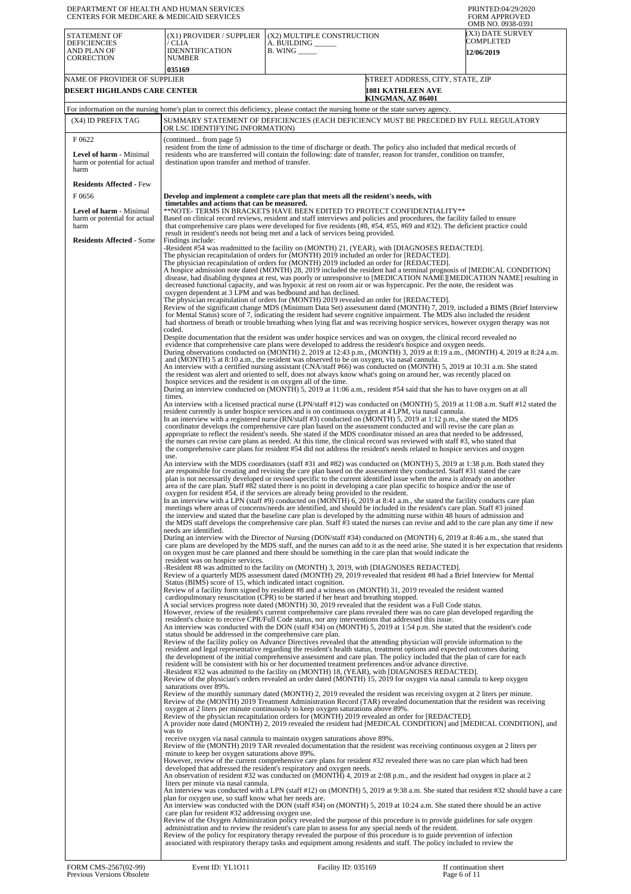DEPARTMENT OF HEALTH AND HUMAN SERVICES
CENTERS FOR MEDICARE & MEDICAID SERVICES

PRINTED:04/29/2020
FORM APPROVED
OMB NO. 0938-0391

| STATEMENT OF DEFICIENCIES AND PLAN OF CORRECTION | (X1) PROVIDER / SUPPLIER / CLIA IDENNTIFICATION NUMBER | (X2) MULTIPLE CONSTRUCTION A. BUILDING ______ B. WING _____ | (X3) DATE SURVEY COMPLETED |
|---|---|---|---|
| | 035169 | | 12/06/2019 |

| NAME OF PROVIDER OF SUPPLIER | STREET ADDRESS, CITY, STATE, ZIP |
|---|---|
| DESERT HIGHLANDS CARE CENTER | 1081 KATHLEEN AVE KINGMAN, AZ 86401 |

For information on the nursing home's plan to correct this deficiency, please contact the nursing home or the state survey agency.

| (X4) ID PREFIX TAG | SUMMARY STATEMENT OF DEFICIENCIES (EACH DEFICIENCY MUST BE PRECEDED BY FULL REGULATORY OR LSC IDENTIFYING INFORMATION) |
|---|---|
| F 0622 **Level of harm** - Minimal harm or potential for actual harm **Residents Affected** - Few | (continued... from page 5) resident from the time of admission to the time of discharge or death. The policy also included that medical records of residents who are transferred will contain the following: date of transfer, reason for transfer, condition on transfer, destination upon transfer and method of transfer. |
| F 0656 **Level of harm** - Minimal harm or potential for actual harm **Residents Affected** - Some | **Develop and implement a complete care plan that meets all the resident's needs, with timetables and actions that can be measured.** **NOTE- TERMS IN BRACKETS HAVE BEEN EDITED TO PROTECT CONFIDENTIALITY** Based on clinical record reviews, resident and staff interviews and policies and procedures, the facility failed to ensure that comprehensive care plans were developed for five residents (#8, #54, #55, #69 and #32). The deficient practice could result in resident's needs not being met and a lack of services being provided. Findings include: -Resident #54 was readmitted to the facility on (MONTH) 21, (YEAR), with [DIAGNOSES REDACTED]. The physician recapitulation of orders for (MONTH) 2019 included an order for [REDACTED]. The physician recapitulation of orders for (MONTH) 2019 included an order for [REDACTED]. A hospice admission note dated (MONTH) 28, 2019 included the resident had a terminal prognosis of [MEDICAL CONDITION] disease, had disabling dyspnea at rest, was poorly or unresponsive to [MEDICATION NAME][MEDICATION NAME] resulting in decreased functional capacity, and was hypoxic at rest on room air or was hypercapnic. Per the note, the resident was oxygen dependent at 3 LPM and was bedbound and has declined. The physician recapitulation of orders for (MONTH) 2019 revealed an order for [REDACTED]. Review of the significant change MDS (Minimum Data Set) assessment dated (MONTH) 7, 2019, included a BIMS (Brief Interview for Mental Status) score of 7, indicating the resident had severe cognitive impairment. The MDS also included the resident had shortness of breath or trouble breathing when lying flat and was receiving hospice services, however oxygen therapy was not coded. Despite documentation that the resident was under hospice services and was on oxygen, the clinical record revealed no evidence that comprehensive care plans were developed to address the resident's hospice and oxygen needs. During observations conducted on (MONTH) 2, 2019 at 12:43 p.m., (MONTH) 3, 2019 at 8:19 a.m., (MONTH) 4, 2019 at 8:24 a.m. and (MONTH) 5 at 8:10 a.m., the resident was observed to be on oxygen, via nasal cannula. An interview with a certified nursing assistant (CNA/staff #66) was conducted on (MONTH) 5, 2019 at 10:31 a.m. She stated the resident was alert and oriented to self, does not always know what's going on around her, was recently placed on hospice services and the resident is on oxygen all of the time. During an interview conducted on (MONTH) 5, 2019 at 11:06 a.m., resident #54 said that she has to have oxygen on at all times. An interview with a licensed practical nurse (LPN/staff #12) was conducted on (MONTH) 5, 2019 at 11:08 a.m. Staff #12 stated the resident currently is under hospice services and is on continuous oxygen at 4 LPM, via nasal cannula. In an interview with a registered nurse (RN/staff #3) conducted on (MONTH) 5, 2019 at 1:12 p.m., she stated the MDS coordinator develops the comprehensive care plan based on the assessment conducted and will revise the care plan as appropriate to reflect the resident's needs. She stated if the MDS coordinator missed an area that needed to be addressed, the nurses can revise care plans as needed. At this time, the clinical record was reviewed with staff #3, who stated that the comprehensive care plans for resident #54 did not address the resident's needs related to hospice services and oxygen use. An interview with the MDS coordinators (staff #31 and #82) was conducted on (MONTH) 5, 2019 at 1:38 p.m. Both stated they are responsible for creating and revising the care plan based on the assessment they conducted. Staff #31 stated the care plan is not necessarily developed or revised specific to the current identified issue when the area is already on another area of the care plan. Staff #82 stated there is no point in developing a care plan specific to hospice and/or the use of oxygen for resident #54, if the services are already being provided to the resident. In an interview with a LPN (staff #9) conducted on (MONTH) 6, 2019 at 8:41 a.m., she stated the facility conducts care plan meetings where areas of concerns/needs are identified, and should be included in the resident's care plan. Staff #3 joined the interview and stated that the baseline care plan is developed by the admitting nurse within 48 hours of admission and the MDS staff develops the comprehensive care plan. Staff #3 stated the nurses can revise and add to the care plan any time if new needs are identified. During an interview with the Director of Nursing (DON/staff #34) conducted on (MONTH) 6, 2019 at 8:46 a.m., she stated that care plans are developed by the MDS staff, and the nurses can add to it as the need arise. She stated it is her expectation that residents on oxygen must be care planned and there should be something in the care plan that would indicate the resident was on hospice services. -Resident #8 was admitted to the facility on (MONTH) 3, 2019, with [DIAGNOSES REDACTED]. Review of a quarterly MDS assessment dated (MONTH) 29, 2019 revealed that resident #8 had a Brief Interview for Mental Status (BIMS) score of 15, which indicated intact cognition. Review of a facility form signed by resident #8 and a witness on (MONTH) 31, 2019 revealed the resident wanted cardiopulmonary resuscitation (CPR) to be started if her heart and breathing stopped. A social services progress note dated (MONTH) 30, 2019 revealed that the resident was a Full Code status. However, review of the resident's current comprehensive care plans revealed there was no care plan developed regarding the resident's choice to receive CPR/Full Code status, nor any interventions that addressed this issue. An interview was conducted with the DON (staff #34) on (MONTH) 5, 2019 at 1:54 p.m. She stated that the resident's code status should be addressed in the comprehensive care plan. Review of the facility policy on Advance Directives revealed that the attending physician will provide information to the resident and legal representative regarding the resident's health status, treatment options and expected outcomes during the development of the initial comprehensive assessment and care plan. The policy included that the plan of care for each resident will be consistent with his or her documented treatment preferences and/or advance directive. -Resident #32 was admitted to the facility on (MONTH) 18, (YEAR), with [DIAGNOSES REDACTED]. Review of the physician's orders revealed an order dated (MONTH) 15, 2019 for oxygen via nasal cannula to keep oxygen saturations over 89%. Review of the monthly summary dated (MONTH) 2, 2019 revealed the resident was receiving oxygen at 2 liters per minute. Review of the (MONTH) 2019 Treatment Administration Record (TAR) revealed documentation that the resident was receiving oxygen at 2 liters per minute continuously to keep oxygen saturations above 89%. Review of the physician recapitulation orders for (MONTH) 2019 revealed an order for [REDACTED]. A provider note dated (MONTH) 2, 2019 revealed the resident had [MEDICAL CONDITION] and [MEDICAL CONDITION], and was to receive oxygen via nasal cannula to maintain oxygen saturations above 89%. Review of the (MONTH) 2019 TAR revealed documentation that the resident was receiving continuous oxygen at 2 liters per minute to keep her oxygen saturations above 89%. However, review of the current comprehensive care plans for resident #32 revealed there was no care plan which had been developed that addressed the resident's respiratory and oxygen needs. An observation of resident #32 was conducted on (MONTH) 4, 2019 at 2:08 p.m., and the resident had oxygen in place at 2 liters per minute via nasal cannula. An interview was conducted with a LPN (staff #12) on (MONTH) 5, 2019 at 9:38 a.m. She stated that resident #32 should have a care plan for oxygen use, so staff know what her needs are. An interview was conducted with the DON (staff #34) on (MONTH) 5, 2019 at 10:24 a.m. She stated there should be an active care plan for resident #32 addressing oxygen use. Review of the Oxygen Administration policy revealed the purpose of this procedure is to provide guidelines for safe oxygen administration and to review the resident's care plan to assess for any special needs of the resident. Review of the policy for respiratory therapy revealed the purpose of this procedure is to guide prevention of infection associated with respiratory therapy tasks and equipment among residents and staff. The policy included to review the |

FORM CMS-2567(02-99) Previous Versions Obsolete | Event ID: YL1O11 | Facility ID: 035169 | If continuation sheet Page 6 of 11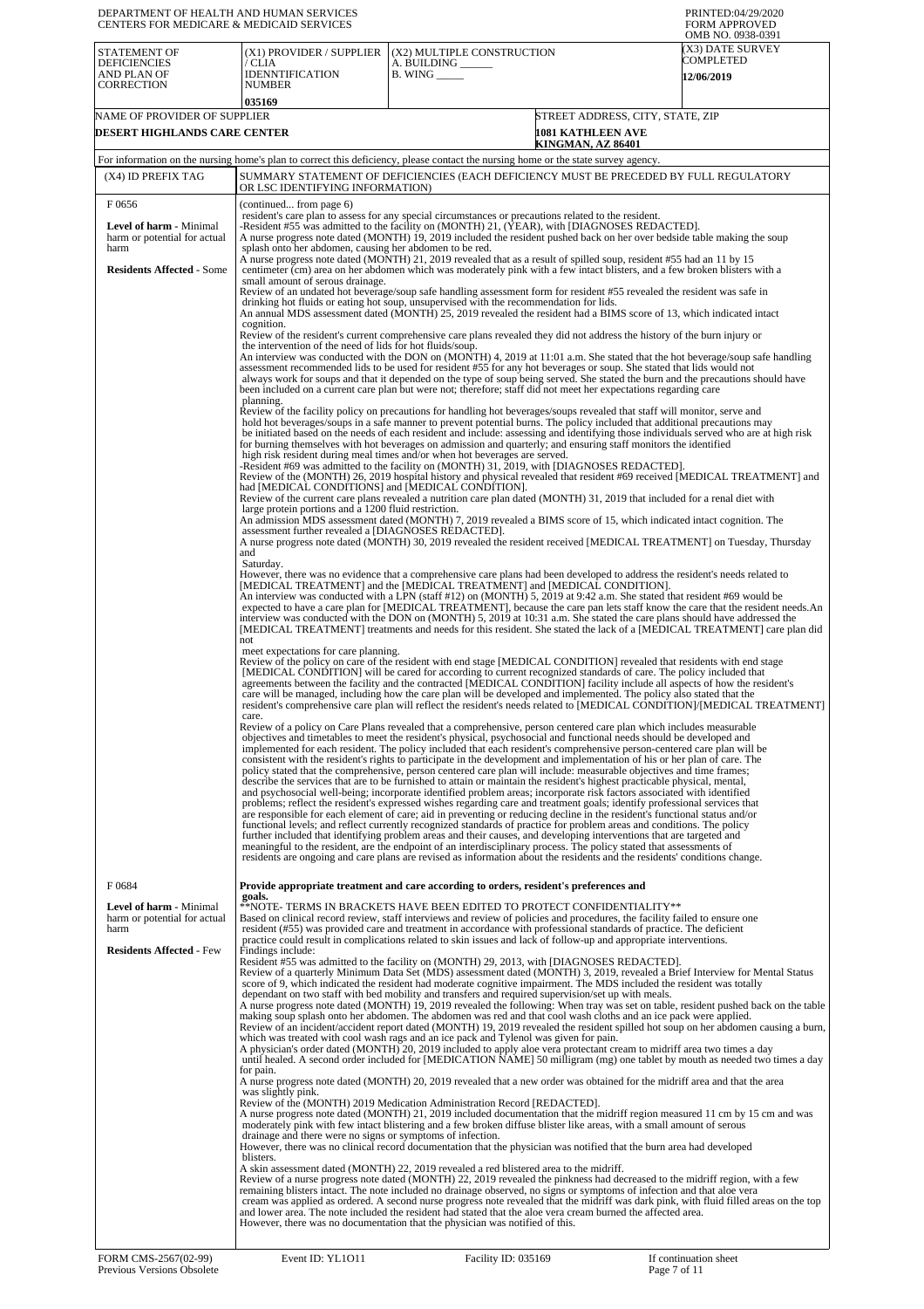DEPARTMENT OF HEALTH AND HUMAN SERVICES
CENTERS FOR MEDICARE & MEDICAID SERVICES

PRINTED:04/29/2020
FORM APPROVED
OMB NO. 0938-0391

| STATEMENT OF DEFICIENCIES AND PLAN OF CORRECTION | (X1) PROVIDER / SUPPLIER / CLIA IDENNTIFICATION NUMBER | (X2) MULTIPLE CONSTRUCTION | (X3) DATE SURVEY COMPLETED |
|---|---|---|---|
| | 035169 | A. BUILDING ______ B. WING _____ | 12/06/2019 |

| NAME OF PROVIDER OF SUPPLIER | STREET ADDRESS, CITY, STATE, ZIP |
|---|---|
| DESERT HIGHLANDS CARE CENTER | 1081 KATHLEEN AVE KINGMAN, AZ 86401 |

For information on the nursing home's plan to correct this deficiency, please contact the nursing home or the state survey agency.

| (X4) ID PREFIX TAG | SUMMARY STATEMENT OF DEFICIENCIES (EACH DEFICIENCY MUST BE PRECEDED BY FULL REGULATORY OR LSC IDENTIFYING INFORMATION) |
|---|---|
| F 0656<br><br>**Level of harm -** Minimal harm or potential for actual harm<br><br>**Residents Affected -** Some | (continued... from page 6)<br>resident's care plan to assess for any special circumstances or precautions related to the resident.<br>-Resident #55 was admitted to the facility on (MONTH) 21, (YEAR), with [DIAGNOSES REDACTED].<br>A nurse progress note dated (MONTH) 19, 2019 included the resident pushed back on her over bedside table making the soup splash onto her abdomen, causing her abdomen to be red.<br>A nurse progress note dated (MONTH) 21, 2019 revealed that as a result of spilled soup, resident #55 had an 11 by 15 centimeter (cm) area on her abdomen which was moderately pink with a few intact blisters, and a few broken blisters with a small amount of serous drainage.<br>Review of an undated hot beverage/soup safe handling assessment form for resident #55 revealed the resident was safe in drinking hot fluids or eating hot soup, unsupervised with the recommendation for lids.<br>An annual MDS assessment dated (MONTH) 25, 2019 revealed the resident had a BIMS score of 13, which indicated intact cognition.<br>Review of the resident's current comprehensive care plans revealed they did not address the history of the burn injury or the intervention of the need of lids for hot fluids/soup.<br>An interview was conducted with the DON on (MONTH) 4, 2019 at 11:01 a.m. She stated that the hot beverage/soup safe handling assessment recommended lids to be used for resident #55 for any hot beverages or soup. She stated that lids would not always work for soups and that it depended on the type of soup being served. She stated the burn and the precautions should have been included on a current care plan but were not; therefore; staff did not meet her expectations regarding care planning.<br>Review of the facility policy on precautions for handling hot beverages/soups revealed that staff will monitor, serve and hold hot beverages/soups in a safe manner to prevent potential burns. The policy included that additional precautions may be initiated based on the needs of each resident and include: assessing and identifying those individuals served who are at high risk for burning themselves with hot beverages on admission and quarterly; and ensuring staff monitors the identified high risk resident during meal times and/or when hot beverages are served.<br>-Resident #69 was admitted to the facility on (MONTH) 31, 2019, with [DIAGNOSES REDACTED].<br>Review of the (MONTH) 26, 2019 hospital history and physical revealed that resident #69 received [MEDICAL TREATMENT] and had [MEDICAL CONDITIONS] and [MEDICAL CONDITION].<br>Review of the current care plans revealed a nutrition care plan dated (MONTH) 31, 2019 that included for a renal diet with large protein portions and a 1200 fluid restriction.<br>An admission MDS assessment dated (MONTH) 7, 2019 revealed a BIMS score of 15, which indicated intact cognition. The assessment further revealed a [DIAGNOSES REDACTED].<br>A nurse progress note dated (MONTH) 30, 2019 revealed the resident received [MEDICAL TREATMENT] on Tuesday, Thursday and<br>Saturday.<br>However, there was no evidence that a comprehensive care plans had been developed to address the resident's needs related to [MEDICAL TREATMENT] and the [MEDICAL TREATMENT] and [MEDICAL CONDITION].<br>An interview was conducted with a LPN (staff #12) on (MONTH) 5, 2019 at 9:42 a.m. She stated that resident #69 would be expected to have a care plan for [MEDICAL TREATMENT], because the care pan lets staff know the care that the resident needs.An interview was conducted with the DON on (MONTH) 5, 2019 at 10:31 a.m. She stated the care plans should have addressed the [MEDICAL TREATMENT] treatments and needs for this resident. She stated the lack of a [MEDICAL TREATMENT] care plan did not<br>meet expectations for care planning.<br>Review of the policy on care of the resident with end stage [MEDICAL CONDITION] revealed that residents with end stage [MEDICAL CONDITION] will be cared for according to current recognized standards of care. The policy included that agreements between the facility and the contracted [MEDICAL CONDITION] facility include all aspects of how the resident's care will be managed, including how the care plan will be developed and implemented. The policy also stated that the resident's comprehensive care plan will reflect the resident's needs related to [MEDICAL CONDITION]/[MEDICAL TREATMENT] care.<br>Review of a policy on Care Plans revealed that a comprehensive, person centered care plan which includes measurable objectives and timetables to meet the resident's physical, psychosocial and functional needs should be developed and implemented for each resident. The policy included that each resident's comprehensive person-centered care plan will be consistent with the resident's rights to participate in the development and implementation of his or her plan of care. The policy stated that the comprehensive, person centered care plan will include: measurable objectives and time frames; describe the services that are to be furnished to attain or maintain the resident's highest practicable physical, mental, and psychosocial well-being; incorporate identified problem areas; incorporate risk factors associated with identified problems; reflect the resident's expressed wishes regarding care and treatment goals; identify professional services that are responsible for each element of care; aid in preventing or reducing decline in the resident's functional status and/or functional levels; and reflect currently recognized standards of practice for problem areas and conditions. The policy further included that identifying problem areas and their causes, and developing interventions that are targeted and meaningful to the resident, are the endpoint of an interdisciplinary process. The policy stated that assessments of residents are ongoing and care plans are revised as information about the residents and the residents' conditions change. |
| F 0684<br><br>**Level of harm -** Minimal harm or potential for actual harm<br><br>**Residents Affected -** Few | **Provide appropriate treatment and care according to orders, resident's preferences and goals.**<br>**NOTE- TERMS IN BRACKETS HAVE BEEN EDITED TO PROTECT CONFIDENTIALITY**<br>Based on clinical record review, staff interviews and review of policies and procedures, the facility failed to ensure one resident (#55) was provided care and treatment in accordance with professional standards of practice. The deficient practice could result in complications related to skin issues and lack of follow-up and appropriate interventions.<br>Findings include:<br>Resident #55 was admitted to the facility on (MONTH) 29, 2013, with [DIAGNOSES REDACTED].<br>Review of a quarterly Minimum Data Set (MDS) assessment dated (MONTH) 3, 2019, revealed a Brief Interview for Mental Status score of 9, which indicated the resident had moderate cognitive impairment. The MDS included the resident was totally dependant on two staff with bed mobility and transfers and required supervision/set up with meals.<br>A nurse progress note dated (MONTH) 19, 2019 revealed the following: When tray was set on table, resident pushed back on the table making soup splash onto her abdomen. The abdomen was red and that cool wash cloths and an ice pack were applied.<br>Review of an incident/accident report dated (MONTH) 19, 2019 revealed the resident spilled hot soup on her abdomen causing a burn, which was treated with cool wash rags and an ice pack and Tylenol was given for pain.<br>A physician's order dated (MONTH) 20, 2019 included to apply aloe vera protectant cream to midriff area two times a day until healed. A second order included for [MEDICATION NAME] 50 milligram (mg) one tablet by mouth as needed two times a day for pain.<br>A nurse progress note dated (MONTH) 20, 2019 revealed that a new order was obtained for the midriff area and that the area was slightly pink.<br>Review of the (MONTH) 2019 Medication Administration Record [REDACTED].<br>A nurse progress note dated (MONTH) 21, 2019 included documentation that the midriff region measured 11 cm by 15 cm and was moderately pink with few intact blistering and a few broken diffuse blister like areas, with a small amount of serous drainage and there were no signs or symptoms of infection.<br>However, there was no clinical record documentation that the physician was notified that the burn area had developed blisters.<br>A skin assessment dated (MONTH) 22, 2019 revealed a red blistered area to the midriff.<br>Review of a nurse progress note dated (MONTH) 22, 2019 revealed the pinkness had decreased to the midriff region, with a few remaining blisters intact. The note included no drainage observed, no signs or symptoms of infection and that aloe vera cream was applied as ordered. A second nurse progress note revealed that the midriff was dark pink, with fluid filled areas on the top and lower area. The note included the resident had stated that the aloe vera cream burned the affected area.<br>However, there was no documentation that the physician was notified of this. |

FORM CMS-2567(02-99) Previous Versions Obsolete | Event ID: YL1O11 | Facility ID: 035169 | If continuation sheet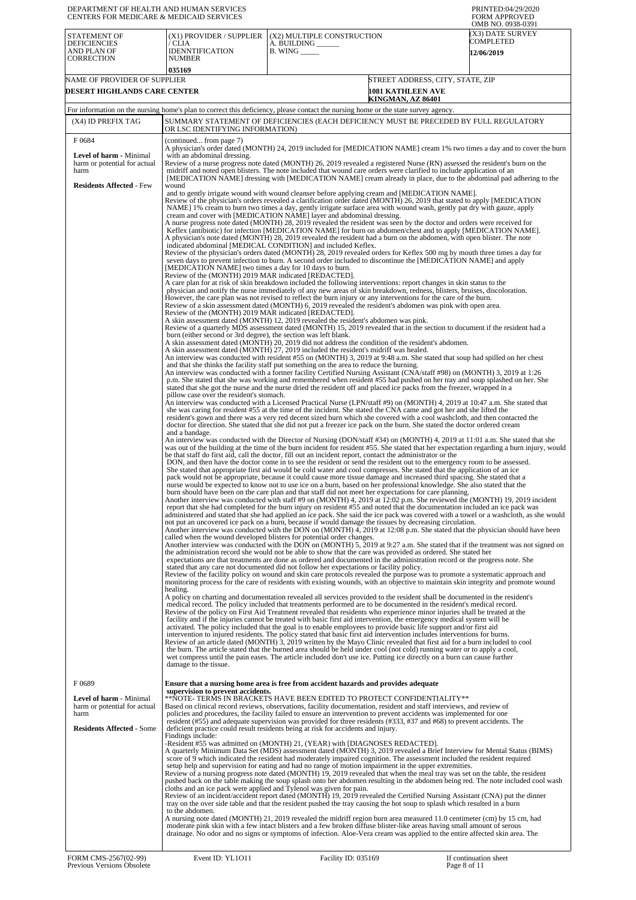DEPARTMENT OF HEALTH AND HUMAN SERVICES
CENTERS FOR MEDICARE & MEDICAID SERVICES

PRINTED:04/29/2020
FORM APPROVED
OMB NO. 0938-0391

| STATEMENT OF DEFICIENCIES AND PLAN OF CORRECTION | (X1) PROVIDER / SUPPLIER / CLIA IDENNTIFICATION NUMBER | (X2) MULTIPLE CONSTRUCTION | (X3) DATE SURVEY COMPLETED |
|---|---|---|---|
| | 035169 | A. BUILDING ______ B. WING _____ | 12/06/2019 |

| NAME OF PROVIDER OF SUPPLIER | STREET ADDRESS, CITY, STATE, ZIP |
|---|---|
| DESERT HIGHLANDS CARE CENTER | 1081 KATHLEEN AVE KINGMAN, AZ 86401 |

For information on the nursing home's plan to correct this deficiency, please contact the nursing home or the state survey agency.

| (X4) ID PREFIX TAG | SUMMARY STATEMENT OF DEFICIENCIES (EACH DEFICIENCY MUST BE PRECEDED BY FULL REGULATORY OR LSC IDENTIFYING INFORMATION) |
|---|---|
| F 0684<br><br>**Level of harm** - Minimal harm or potential for actual harm<br><br>**Residents Affected** - Few | (continued... from page 7)<br>A physician's order dated (MONTH) 24, 2019 included for [MEDICATION NAME] cream 1% two times a day and to cover the burn with an abdominal dressing.<br>Review of a nurse progress note dated (MONTH) 26, 2019 revealed a registered Nurse (RN) assessed the resident's burn on the midriff and noted open blisters. The note included that wound care orders were clarified to include application of an [MEDICATION NAME] dressing with [MEDICATION NAME] cream already in place, due to the abdominal pad adhering to the wound and to gently irrigate wound with wound cleanser before applying cream and [MEDICATION NAME].<br>Review of the physician's orders revealed a clarification order dated (MONTH) 26, 2019 that stated to apply [MEDICATION NAME] 1% cream to burn two times a day, gently irrigate surface area with wound wash, gently pat dry with gauze, apply cream and cover with [MEDICATION NAME] layer and abdominal dressing.<br>A nurse progress note dated (MONTH) 28, 2019 revealed the resident was seen by the doctor and orders were received for Keflex (antibiotic) for infection [MEDICATION NAME] for burn on abdomen/chest and to apply [MEDICATION NAME].<br>A physician's note dated (MONTH) 28, 2019 revealed the resident had a burn on the abdomen, with open blister. The note indicated abdominal [MEDICAL CONDITION] and included Keflex.<br>Review of the physician's orders dated (MONTH) 28, 2019 revealed orders for Keflex 500 mg by mouth three times a day for seven days to prevent infection to burn. A second order included to discontinue the [MEDICATION NAME] and apply [MEDICATION NAME] two times a day for 10 days to burn.<br>Review of the (MONTH) 2019 MAR indicated [REDACTED].<br>A care plan for at risk of skin breakdown included the following interventions: report changes in skin status to the physician and notify the nurse immediately of any new areas of skin breakdown, redness, blisters, bruises, discoloration. However, the care plan was not revised to reflect the burn injury or any interventions for the care of the burn.<br>Review of a skin assessment dated (MONTH) 6, 2019 revealed the resident's abdomen was pink with open area.<br>Review of the (MONTH) 2019 MAR indicated [REDACTED].<br>A skin assessment dated (MONTH) 12, 2019 revealed the resident's abdomen was pink.<br>Review of a quarterly MDS assessment dated (MONTH) 15, 2019 revealed that in the section to document if the resident had a burn (either second or 3rd degree), the section was left blank.<br>A skin assessment dated (MONTH) 20, 2019 did not address the condition of the resident's abdomen.<br>A skin assessment dated (MONTH) 27, 2019 included the resident's midriff was healed.<br>An interview was conducted with resident #55 on (MONTH) 3, 2019 at 9:48 a.m. She stated that soup had spilled on her chest and that she thinks the facility staff put something on the area to reduce the burning.<br>An interview was conducted with a former facility Certified Nursing Assistant (CNA/staff #98) on (MONTH) 3, 2019 at 1:26 p.m. She stated that she was working and remembered when resident #55 had pushed on her tray and soup splashed on her. She stated that she got the nurse and the nurse dried the resident off and placed ice packs from the freezer, wrapped in a pillow case over the resident's stomach.<br>An interview was conducted with a Licensed Practical Nurse (LPN/staff #9) on (MONTH) 4, 2019 at 10:47 a.m. She stated that she was caring for resident #55 at the time of the incident. She stated the CNA came and got her and she lifted the resident's gown and there was a very red decent sized burn which she covered with a cool washcloth, and then contacted the doctor for direction. She stated that she did not put a freezer ice pack on the burn. She stated the doctor ordered cream and a bandage.<br>An interview was conducted with the Director of Nursing (DON/staff #34) on (MONTH) 4, 2019 at 11:01 a.m. She stated that she was out of the building at the time of the burn incident for resident #55. She stated that her expectation regarding a burn injury, would be that staff do first aid, call the doctor, fill out an incident report, contact the administrator or the DON, and then have the doctor come in to see the resident or send the resident out to the emergency room to be assessed. She stated that appropriate first aid would be cold water and cool compresses. She stated that the application of an ice pack would not be appropriate, because it could cause more tissue damage and increased third spacing. She stated that a nurse would be expected to know not to use ice on a burn, based on her professional knowledge. She also stated that the burn should have been on the care plan and that staff did not meet her expectations for care planning.<br>Another interview was conducted with staff #9 on (MONTH) 4, 2019 at 12:02 p.m. She reviewed the (MONTH) 19, 2019 incident report that she had completed for the burn injury on resident #55 and noted that the documentation included an ice pack was administered and stated that she had applied an ice pack. She said the ice pack was covered with a towel or a washcloth, as she would not put an uncovered ice pack on a burn, because if would damage the tissues by decreasing circulation.<br>Another interview was conducted with the DON on (MONTH) 4, 2019 at 12:08 p.m. She stated that the physician should have been called when the wound developed blisters for potential order changes.<br>Another interview was conducted with the DON on (MONTH) 5, 2019 at 9:27 a.m. She stated that if the treatment was not signed on the administration record she would not be able to show that the care was provided as ordered. She stated her expectations are that treatments are done as ordered and documented in the administration record or the progress note. She stated that any care not documented did not follow her expectations or facility policy.<br>Review of the facility policy on wound and skin care protocols revealed the purpose was to promote a systematic approach and monitoring process for the care of residents with existing wounds, with an objective to maintain skin integrity and promote wound healing.<br>A policy on charting and documentation revealed all services provided to the resident shall be documented in the resident's medical record. The policy included that treatments performed are to be documented in the resident's medical record.<br>Review of the policy on First Aid Treatment revealed that residents who experience minor injuries shall be treated at the facility and if the injuries cannot be treated with basic first aid intervention, the emergency medical system will be activated. The policy included that the goal is to enable employees to provide basic life support and/or first aid intervention to injured residents. The policy stated that basic first aid intervention includes interventions for burns.<br>Review of an article dated (MONTH) 3, 2019 written by the Mayo Clinic revealed that first aid for a burn included to cool the burn. The article stated that the burned area should be held under cool (not cold) running water or to apply a cool, wet compress until the pain eases. The article included don't use ice. Putting ice directly on a burn can cause further damage to the tissue. |
| F 0689<br><br>**Level of harm** - Minimal harm or potential for actual harm<br><br>**Residents Affected** - Some | **Ensure that a nursing home area is free from accident hazards and provides adequate supervision to prevent accidents.**<br>**NOTE- TERMS IN BRACKETS HAVE BEEN EDITED TO PROTECT CONFIDENTIALITY**<br>Based on clinical record reviews, observations, facility documentation, resident and staff interviews, and review of policies and procedures, the facility failed to ensure an intervention to prevent accidents was implemented for one resident (#55) and adequate supervision was provided for three residents (#333, #37 and #68) to prevent accidents. The deficient practice could result residents being at risk for accidents and injury.<br>Findings include:<br>-Resident #55 was admitted on (MONTH) 21, (YEAR) with [DIAGNOSES REDACTED].<br>A quarterly Minimum Data Set (MDS) assessment dated (MONTH) 3, 2019 revealed a Brief Interview for Mental Status (BIMS) score of 9 which indicated the resident had moderately impaired cognition. The assessment included the resident required setup help and supervision for eating and had no range of motion impairment in the upper extremities.<br>Review of a nursing progress note dated (MONTH) 19, 2019 revealed that when the meal tray was set on the table, the resident pushed back on the table making the soup splash onto her abdomen resulting in the abdomen being red. The note included cool wash cloths and an ice pack were applied and Tylenol was given for pain.<br>Review of an incident/accident report dated (MONTH) 19, 2019 revealed the Certified Nursing Assistant (CNA) put the dinner tray on the over side table and that the resident pushed the tray causing the hot soup to splash which resulted in a burn to the abdomen.<br>A nursing note dated (MONTH) 21, 2019 revealed the midriff region burn area measured 11.0 centimeter (cm) by 15 cm, had moderate pink skin with a few intact blisters and a few broken diffuse blister-like areas having small amount of serous drainage. No odor and no signs or symptoms of infection. Aloe-Vera cream was applied to the entire affected skin area. The |

FORM CMS-2567(02-99) Previous Versions Obsolete | Event ID: YL1O11 | Facility ID: 035169 | If continuation sheet Page 8 of 11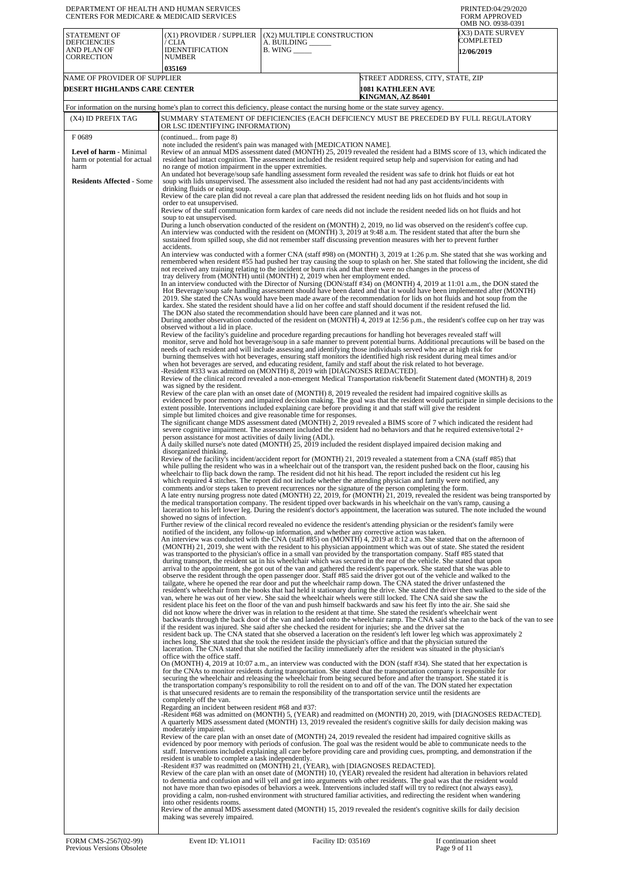DEPARTMENT OF HEALTH AND HUMAN SERVICES
CENTERS FOR MEDICARE & MEDICAID SERVICES

PRINTED:04/29/2020
FORM APPROVED
OMB NO. 0938-0391

| STATEMENT OF DEFICIENCIES AND PLAN OF CORRECTION | (X1) PROVIDER / SUPPLIER / CLIA IDENNTIFICATION NUMBER | (X2) MULTIPLE CONSTRUCTION A. BUILDING ______ B. WING _____ | (X3) DATE SURVEY COMPLETED |
|---|---|---|---|
| | 035169 | | 12/06/2019 |

| NAME OF PROVIDER OF SUPPLIER | STREET ADDRESS, CITY, STATE, ZIP |
|---|---|
| DESERT HIGHLANDS CARE CENTER | 1081 KATHLEEN AVE KINGMAN, AZ 86401 |

For information on the nursing home's plan to correct this deficiency, please contact the nursing home or the state survey agency.

| (X4) ID PREFIX TAG | SUMMARY STATEMENT OF DEFICIENCIES (EACH DEFICIENCY MUST BE PRECEDED BY FULL REGULATORY OR LSC IDENTIFYING INFORMATION) |
|---|---|
| F 0689 **Level of harm** - Minimal harm or potential for actual harm **Residents Affected** - Some | (continued... from page 8) note included the resident's pain was managed with [MEDICATION NAME]. Review of an annual MDS assessment dated (MONTH) 25, 2019 revealed the resident had a BIMS score of 13, which indicated the resident had intact cognition. The assessment included the resident required setup help and supervision for eating and had no range of motion impairment in the upper extremities. An undated hot beverage/soup safe handling assessment form revealed the resident was safe to drink hot fluids or eat hot soup with lids unsupervised. The assessment also included the resident had not had any past accidents/incidents with drinking fluids or eating soup. Review of the care plan did not reveal a care plan that addressed the resident needing lids on hot fluids and hot soup in order to eat unsupervised. Review of the staff communication form kardex of care needs did not include the resident needed lids on hot fluids and hot soup to eat unsupervised. During a lunch observation conducted of the resident on (MONTH) 2, 2019, no lid was observed on the resident's coffee cup. An interview was conducted with the resident on (MONTH) 3, 2019 at 9:48 a.m. The resident stated that after the burn she sustained from spilled soup, she did not remember staff discussing prevention measures with her to prevent further accidents. An interview was conducted with a former CNA (staff #98) on (MONTH) 3, 2019 at 1:26 p.m. She stated that she was working and remembered when resident #55 had pushed her tray causing the soup to splash on her. She stated that following the incident, she did not received any training relating to the incident or burn risk and that there were no changes in the process of tray delivery from (MONTH) until (MONTH) 2, 2019 when her employment ended. In an interview conducted with the Director of Nursing (DON/staff #34) on (MONTH) 4, 2019 at 11:01 a.m., the DON stated the Hot Beverage/soup safe handling assessment should have been dated and that it would have been implemented after (MONTH) 2019. She stated the CNAs would have been made aware of the recommendation for lids on hot fluids and hot soup from the kardex. She stated the resident should have a lid on her coffee and staff should document if the resident refused the lid. The DON also stated the recommendation should have been care planned and it was not. During another observation conducted of the resident on (MONTH) 4, 2019 at 12:56 p.m., the resident's coffee cup on her tray was observed without a lid in place. Review of the facility's guideline and procedure regarding precautions for handling hot beverages revealed staff will monitor, serve and hold hot beverage/soup in a safe manner to prevent potential burns. Additional precautions will be based on the needs of each resident and will include assessing and identifying those individuals served who are at high risk for burning themselves with hot beverages, ensuring staff monitors the identified high risk resident during meal times and/or when hot beverages are served, and educating resident, family and staff about the risk related to hot beverage. -Resident #333 was admitted on (MONTH) 8, 2019 with [DIAGNOSES REDACTED]. Review of the clinical record revealed a non-emergent Medical Transportation risk/benefit Statement dated (MONTH) 8, 2019 was signed by the resident. Review of the care plan with an onset date of (MONTH) 8, 2019 revealed the resident had impaired cognitive skills as evidenced by poor memory and impaired decision making. The goal was that the resident would participate in simple decisions to the extent possible. Interventions included explaining care before providing it and that staff will give the resident simple but limited choices and give reasonable time for responses. The significant change MDS assessment dated (MONTH) 2, 2019 revealed a BIMS score of 7 which indicated the resident had severe cognitive impairment. The assessment included the resident had no behaviors and that he required extensive/total 2+ person assistance for most activities of daily living (ADL). A daily skilled nurse's note dated (MONTH) 25, 2019 included the resident displayed impaired decision making and disorganized thinking. Review of the facility's incident/accident report for (MONTH) 21, 2019 revealed a statement from a CNA (staff #85) that while pulling the resident who was in a wheelchair out of the transport van, the resident pushed back on the floor, causing his wheelchair to flip back down the ramp. The resident did not hit his head. The report included the resident cut his leg which required 4 stitches. The report did not include whether the attending physician and family were notified, any comments and/or steps taken to prevent recurrences nor the signature of the person completing the form. A late entry nursing progress note dated (MONTH) 22, 2019, for (MONTH) 21, 2019, revealed the resident was being transported by the medical transportation company. The resident tipped over backwards in his wheelchair on the van's ramp, causing a laceration to his left lower leg. During the resident's doctor's appointment, the laceration was sutured. The note included the wound showed no signs of infection. Further review of the clinical record revealed no evidence the resident's attending physician or the resident's family were notified of the incident, any follow-up information, and whether any corrective action was taken. An interview was conducted with the CNA (staff #85) on (MONTH) 4, 2019 at 8:12 a.m. She stated that on the afternoon of (MONTH) 21, 2019, she went with the resident to his physician appointment which was out of state. She stated the resident was transported to the physician's office in a small van provided by the transportation company. Staff #85 stated that during transport, the resident sat in his wheelchair which was secured in the rear of the vehicle. She stated that upon arrival to the appointment, she got out of the van and gathered the resident's paperwork. She stated that she was able to observe the resident through the open passenger door. Staff #85 said the driver got out of the vehicle and walked to the tailgate, where he opened the rear door and put the wheelchair ramp down. The CNA stated the driver unfastened the resident's wheelchair from the hooks that had held it stationary during the drive. She stated the driver then walked to the side of the van, where he was out of her view. She said the wheelchair wheels were still locked. The CNA said she saw the resident place his feet on the floor of the van and push himself backwards and saw his feet fly into the air. She said she did not know where the driver was in relation to the resident at that time. She stated the resident's wheelchair went backwards through the back door of the van and landed onto the wheelchair ramp. The CNA said she ran to the back of the van to see if the resident was injured. She said after she checked the resident for injuries; she and the driver sat the resident back up. The CNA stated that she observed a laceration on the resident's left lower leg which was approximately 2 inches long. She stated that she took the resident inside the physician's office and that the physician sutured the laceration. The CNA stated that she notified the facility immediately after the resident was situated in the physician's office with the office staff. On (MONTH) 4, 2019 at 10:07 a.m., an interview was conducted with the DON (staff #34). She stated that her expectation is for the CNAs to monitor residents during transportation. She stated that the transportation company is responsible for securing the wheelchair and releasing the wheelchair from being secured before and after the transport. She stated it is the transportation company's responsibility to roll the resident on to and off of the van. The DON stated her expectation is that unsecured residents are to remain the responsibility of the transportation service until the residents are completely off the van. Regarding an incident between resident #68 and #37: -Resident #68 was admitted on (MONTH) 5, (YEAR) and readmitted on (MONTH) 20, 2019, with [DIAGNOSES REDACTED]. A quarterly MDS assessment dated (MONTH) 13, 2019 revealed the resident's cognitive skills for daily decision making was moderately impaired. Review of the care plan with an onset date of (MONTH) 24, 2019 revealed the resident had impaired cognitive skills as evidenced by poor memory with periods of confusion. The goal was the resident would be able to communicate needs to the staff. Interventions included explaining all care before providing care and providing cues, prompting, and demonstration if the resident is unable to complete a task independently. -Resident #37 was readmitted on (MONTH) 21, (YEAR), with [DIAGNOSES REDACTED]. Review of the care plan with an onset date of (MONTH) 10, (YEAR) revealed the resident had alteration in behaviors related to dementia and confusion and will yell and get into arguments with other residents. The goal was that the resident would not have more than two episodes of behaviors a week. Interventions included staff will try to redirect (not always easy), providing a calm, non-rushed environment with structured familiar activities, and redirecting the resident when wandering into other residents rooms. Review of the annual MDS assessment dated (MONTH) 15, 2019 revealed the resident's cognitive skills for daily decision making was severely impaired. |

FORM CMS-2567(02-99) Previous Versions Obsolete | Event ID: YL1O11 | Facility ID: 035169 | If continuation sheet Page 9 of 11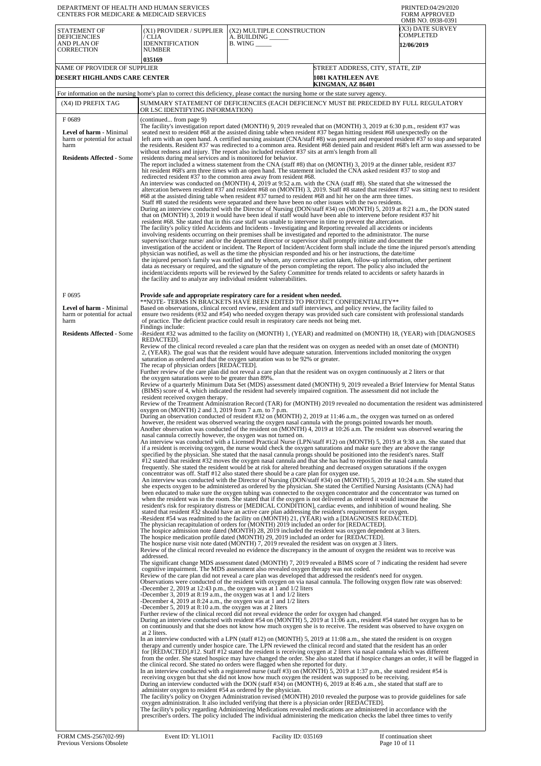DEPARTMENT OF HEALTH AND HUMAN SERVICES
CENTERS FOR MEDICARE & MEDICAID SERVICES

PRINTED:04/29/2020
FORM APPROVED
OMB NO. 0938-0391

| STATEMENT OF DEFICIENCIES AND PLAN OF CORRECTION | (X1) PROVIDER / SUPPLIER / CLIA IDENNTIFICATION NUMBER | (X2) MULTIPLE CONSTRUCTION A. BUILDING ______ B. WING _____ | (X3) DATE SURVEY COMPLETED |
|---|---|---|---|
| | 035169 | | 12/06/2019 |

| NAME OF PROVIDER OF SUPPLIER | STREET ADDRESS, CITY, STATE, ZIP |
|---|---|
| DESERT HIGHLANDS CARE CENTER | 1081 KATHLEEN AVE KINGMAN, AZ 86401 |

For information on the nursing home's plan to correct this deficiency, please contact the nursing home or the state survey agency.

| (X4) ID PREFIX TAG | SUMMARY STATEMENT OF DEFICIENCIES (EACH DEFICIENCY MUST BE PRECEDED BY FULL REGULATORY OR LSC IDENTIFYING INFORMATION) |
|---|---|
| F 0689<br><br>**Level of harm** - Minimal harm or potential for actual harm<br><br>**Residents Affected** - Some | (continued... from page 9)<br>The facility's investigation report dated (MONTH) 9, 2019 revealed that on (MONTH) 3, 2019 at 6:30 p.m., resident #37 was seated next to resident #68 at the assisted dining table when resident #37 began hitting resident #68 unexpectedly on the left arm with an open hand. A certified nursing assistant (CNA/staff #8) was present and requested resident #37 to stop and separated the residents. Resident #37 was redirected to a common area. Resident #68 denied pain and resident #68's left arm was assessed to be without redness and injury. The report also included resident #37 sits at arm's length from all residents during meal services and is monitored for behavior.<br>The report included a witness statement from the CNA (staff #8) that on (MONTH) 3, 2019 at the dinner table, resident #37 hit resident #68's arm three times with an open hand. The statement included the CNA asked resident #37 to stop and redirected resident #37 to the common area away from resident #68.<br>An interview was conducted on (MONTH) 4, 2019 at 9:52 a.m. with the CNA (staff #8). She stated that she witnessed the altercation between resident #37 and resident #68 on (MONTH) 3, 2019. Staff #8 stated that resident #37 was sitting next to resident #68 at the assisted dining table when resident #37 turned to resident #68 and hit her on the arm three times. Staff #8 stated the residents were separated and there have been no other issues with the two residents.<br>During an interview conducted with the Director of Nursing (DON/staff #34) on (MONTH) 5, 2019 at 8:21 a.m., the DON stated that on (MONTH) 3, 2019 it would have been ideal if staff would have been able to intervene before resident #37 hit resident #68. She stated that in this case staff was unable to intervene in time to prevent the altercation.<br>The facility's policy titled Accidents and Incidents - Investigating and Reporting revealed all accidents or incidents involving residents occurring on their premises shall be investigated and reported to the administrator. The nurse supervisor/charge nurse/ and/or the department director or supervisor shall promptly initiate and document the investigation of the accident or incident. The Report of Incident/Accident form shall include the time the injured person's attending physician was notified, as well as the time the physician responded and his or her instructions, the date/time the injured person's family was notified and by whom, any corrective action taken, follow-up information, other pertinent data as necessary or required, and the signature of the person completing the report. The policy also included the incident/accidents reports will be reviewed by the Safety Committee for trends related to accidents or safety hazards in the facility and to analyze any individual resident vulnerabilities. |
| F 0695<br><br>**Level of harm** - Minimal harm or potential for actual harm<br><br>**Residents Affected** - Some | **Provide safe and appropriate respiratory care for a resident when needed.**<br>**NOTE- TERMS IN BRACKETS HAVE BEEN EDITED TO PROTECT CONFIDENTIALITY**<br>Based on observations, clinical record review, resident and staff interviews, and policy review, the facility failed to ensure two residents (#32 and #54) who needed oxygen therapy was provided such care consistent with professional standards of practice. The deficient practice could result in respiratory care needs not being met.<br>Findings include:<br>-Resident #32 was admitted to the facility on (MONTH) 1, (YEAR) and readmitted on (MONTH) 18, (YEAR) with [DIAGNOSES REDACTED].<br>Review of the clinical record revealed a care plan that the resident was on oxygen as needed with an onset date of (MONTH) 2, (YEAR). The goal was that the resident would have adequate saturation. Interventions included monitoring the oxygen saturation as ordered and that the oxygen saturation was to be 92% or greater.<br>The recap of physician orders [REDACTED].<br>Further review of the care plan did not reveal a care plan that the resident was on oxygen continuously at 2 liters or that the oxygen saturations were to be greater than 89%.<br>Review of a quarterly Minimum Data Set (MDS) assessment dated (MONTH) 9, 2019 revealed a Brief Interview for Mental Status (BIMS) score of 4, which indicated the resident had severely impaired cognition. The assessment did not include the resident received oxygen therapy.<br>Review of the Treatment Administration Record (TAR) for (MONTH) 2019 revealed no documentation the resident was administered oxygen on (MONTH) 2 and 3, 2019 from 7 a.m. to 7 p.m.<br>During an observation conducted of resident #32 on (MONTH) 2, 2019 at 11:46 a.m., the oxygen was turned on as ordered however, the resident was observed wearing the oxygen nasal cannula with the prongs pointed towards her mouth.<br>Another observation was conducted of the resident on (MONTH) 4, 2019 at 10:26 a.m. The resident was observed wearing the nasal cannula correctly however, the oxygen was not turned on.<br>An interview was conducted with a Licensed Practical Nurse (LPN/staff #12) on (MONTH) 5, 2019 at 9:38 a.m. She stated that if a resident is receiving oxygen, the nurse would check the oxygen saturations and make sure they are above the range specified by the physician. She stated that the nasal cannula prongs should be positioned into the resident's nares. Staff #12 stated that resident #32 moves the oxygen nasal cannula and that she has had to reposition the nasal cannula frequently. She stated the resident would be at risk for altered breathing and decreased oxygen saturations if the oxygen concentrator was off. Staff #12 also stated there should be a care plan for oxygen use.<br>An interview was conducted with the Director of Nursing (DON/staff #34) on (MONTH) 5, 2019 at 10:24 a.m. She stated that she expects oxygen to be administered as ordered by the physician. She stated the Certified Nursing Assistants (CNA) had been educated to make sure the oxygen tubing was connected to the oxygen concentrator and the concentrator was turned on when the resident was in the room. She stated that if the oxygen is not delivered as ordered it would increase the resident's risk for respiratory distress or [MEDICAL CONDITION], cardiac events, and inhibition of wound healing. She stated that resident #32 should have an active care plan addressing the resident's requirement for oxygen.<br>-Resident #54 was readmitted to the facility on (MONTH) 21, (YEAR) with a [DIAGNOSES REDACTED].<br>The physician recapitulation of orders for (MONTH) 2019 included an order for [REDACTED].<br>The hospice admission note dated (MONTH) 28, 2019 included the resident was oxygen dependent at 3 liters.<br>The hospice medication profile dated (MONTH) 29, 2019 included an order for [REDACTED].<br>The hospice nurse visit note dated (MONTH) 7, 2019 revealed the resident was on oxygen at 3 liters.<br>Review of the clinical record revealed no evidence the discrepancy in the amount of oxygen the resident was to receive was addressed.<br>The significant change MDS assessment dated (MONTH) 7, 2019 revealed a BIMS score of 7 indicating the resident had severe cognitive impairment. The MDS assessment also revealed oxygen therapy was not coded.<br>Review of the care plan did not reveal a care plan was developed that addressed the resident's need for oxygen.<br>Observations were conducted of the resident with oxygen on via nasal cannula. The following oxygen flow rate was observed:<br>-December 2, 2019 at 12:43 p.m., the oxygen was at 1 and 1/2 liters<br>-December 3, 2019 at 8:19 a.m., the oxygen was at 1 and 1/2 liters<br>-December 4, 2019 at 8:24 a.m., the oxygen was at 1 and 1/2 liters<br>-December 5, 2019 at 8:10 a.m. the oxygen was at 2 liters<br>Further review of the clinical record did not reveal evidence the order for oxygen had changed.<br>During an interview conducted with resident #54 on (MONTH) 5, 2019 at 11:06 a.m., resident #54 stated her oxygen has to be on continuously and that she does not know how much oxygen she is to receive. The resident was observed to have oxygen on at 2 liters.<br>In an interview conducted with a LPN (staff #12) on (MONTH) 5, 2019 at 11:08 a.m., she stated the resident is on oxygen therapy and currently under hospice care. The LPN reviewed the clinical record and stated that the resident has an order for [REDACTED].#12. Staff #12 stated the resident is receiving oxygen at 2 liters via nasal cannula which was different from the order. She stated hospice may have changed the order. She also stated that if hospice changes an order, it will be flagged in the clinical record. She stated no orders were flagged when she reported for duty.<br>In an interview conducted with a registered nurse (staff #3) on (MONTH) 5, 2019 at 1:37 p.m., she stated resident #54 is receiving oxygen but that she did not know how much oxygen the resident was supposed to be receiving.<br>During an interview conducted with the DON (staff #34) on (MONTH) 6, 2019 at 8:46 a.m., she stated that staff are to administer oxygen to resident #54 as ordered by the physician.<br>The facility's policy on Oxygen Administration revised (MONTH) 2010 revealed the purpose was to provide guidelines for safe oxygen administration. It also included verifying that there is a physician order [REDACTED].<br>The facility's policy regarding Administering Medications revealed medications are administered in accordance with the prescriber's orders. The policy included The individual administering the medication checks the label three times to verify |

FORM CMS-2567(02-99) Previous Versions Obsolete | Event ID: YL1O11 | Facility ID: 035169 | If continuation sheet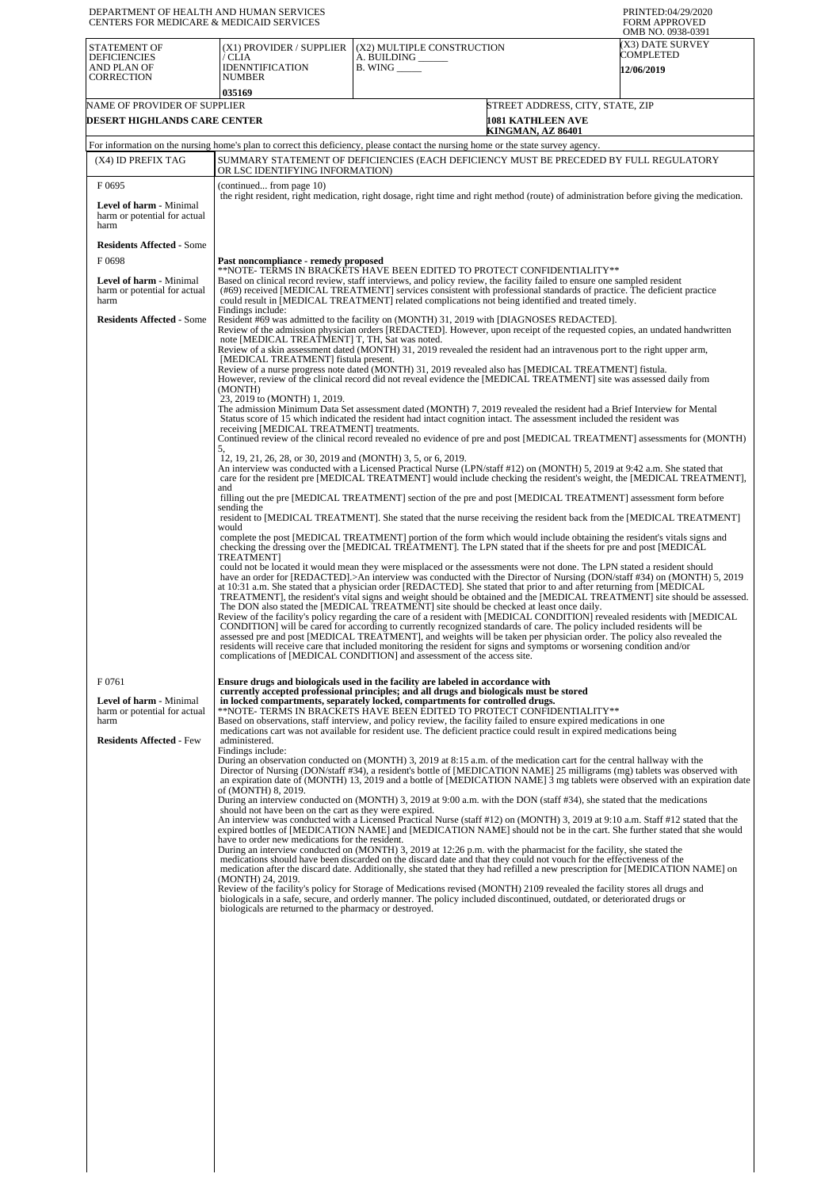DEPARTMENT OF HEALTH AND HUMAN SERVICES
CENTERS FOR MEDICARE & MEDICAID SERVICES

PRINTED:04/29/2020
FORM APPROVED
OMB NO. 0938-0391

| STATEMENT OF DEFICIENCIES AND PLAN OF CORRECTION | (X1) PROVIDER / SUPPLIER / CLIA IDENNTIFICATION NUMBER | (X2) MULTIPLE CONSTRUCTION A. BUILDING ______ B. WING _____ | (X3) DATE SURVEY COMPLETED |
|---|---|---|---|
| | 035169 | | 12/06/2019 |

| NAME OF PROVIDER OF SUPPLIER | STREET ADDRESS, CITY, STATE, ZIP |
|---|---|
| DESERT HIGHLANDS CARE CENTER | 1081 KATHLEEN AVE KINGMAN, AZ 86401 |

For information on the nursing home's plan to correct this deficiency, please contact the nursing home or the state survey agency.

| (X4) ID PREFIX TAG | SUMMARY STATEMENT OF DEFICIENCIES (EACH DEFICIENCY MUST BE PRECEDED BY FULL REGULATORY OR LSC IDENTIFYING INFORMATION) |
|---|---|
| F 0695<br><br>**Level of harm** - Minimal harm or potential for actual harm<br><br>**Residents Affected** - Some | (continued... from page 10)<br>the right resident, right medication, right dosage, right time and right method (route) of administration before giving the medication. |
| F 0698<br><br>**Level of harm** - Minimal harm or potential for actual harm<br><br>**Residents Affected** - Some | **Past noncompliance - remedy proposed**<br>**NOTE- TERMS IN BRACKETS HAVE BEEN EDITED TO PROTECT CONFIDENTIALITY**<br>Based on clinical record review, staff interviews, and policy review, the facility failed to ensure one sampled resident (#69) received [MEDICAL TREATMENT] services consistent with professional standards of practice. The deficient practice could result in [MEDICAL TREATMENT] related complications not being identified and treated timely.<br>Findings include:<br>Resident #69 was admitted to the facility on (MONTH) 31, 2019 with [DIAGNOSES REDACTED].<br>Review of the admission physician orders [REDACTED]. However, upon receipt of the requested copies, an undated handwritten note [MEDICAL TREATMENT] T, TH, Sat was noted.<br>Review of a skin assessment dated (MONTH) 31, 2019 revealed the resident had an intravenous port to the right upper arm, [MEDICAL TREATMENT] fistula present.<br>Review of a nurse progress note dated (MONTH) 31, 2019 revealed also has [MEDICAL TREATMENT] fistula. However, review of the clinical record did not reveal evidence the [MEDICAL TREATMENT] site was assessed daily from (MONTH) 23, 2019 to (MONTH) 1, 2019.<br>The admission Minimum Data Set assessment dated (MONTH) 7, 2019 revealed the resident had a Brief Interview for Mental Status score of 15 which indicated the resident had intact cognition intact. The assessment included the resident was receiving [MEDICAL TREATMENT] treatments.<br>Continued review of the clinical record revealed no evidence of pre and post [MEDICAL TREATMENT] assessments for (MONTH) 5, 12, 19, 21, 26, 28, or 30, 2019 and (MONTH) 3, 5, or 6, 2019.<br>An interview was conducted with a Licensed Practical Nurse (LPN/staff #12) on (MONTH) 5, 2019 at 9:42 a.m. She stated that care for the resident pre [MEDICAL TREATMENT] would include checking the resident's weight, the [MEDICAL TREATMENT], and filling out the pre [MEDICAL TREATMENT] section of the pre and post [MEDICAL TREATMENT] assessment form before sending the resident to [MEDICAL TREATMENT]. She stated that the nurse receiving the resident back from the [MEDICAL TREATMENT] would complete the post [MEDICAL TREATMENT] portion of the form which would include obtaining the resident's vitals signs and checking the dressing over the [MEDICAL TREATMENT]. The LPN stated that if the sheets for pre and post [MEDICAL TREATMENT] could not be located it would mean they were misplaced or the assessments were not done. The LPN stated a resident should have an order for [REDACTED].>An interview was conducted with the Director of Nursing (DON/staff #34) on (MONTH) 5, 2019 at 10:31 a.m. She stated that a physician order [REDACTED]. She stated that prior to and after returning from [MEDICAL TREATMENT], the resident's vital signs and weight should be obtained and the [MEDICAL TREATMENT] site should be assessed. The DON also stated the [MEDICAL TREATMENT] site should be checked at least once daily.<br>Review of the facility's policy regarding the care of a resident with [MEDICAL CONDITION] revealed residents with [MEDICAL CONDITION] will be cared for according to currently recognized standards of care. The policy included residents will be assessed pre and post [MEDICAL TREATMENT], and weights will be taken per physician order. The policy also revealed the residents will receive care that included monitoring the resident for signs and symptoms or worsening condition and/or complications of [MEDICAL CONDITION] and assessment of the access site. |
| F 0761<br><br>**Level of harm** - Minimal harm or potential for actual harm<br><br>**Residents Affected** - Few | **Ensure drugs and biologicals used in the facility are labeled in accordance with currently accepted professional principles; and all drugs and biologicals must be stored in locked compartments, separately locked, compartments for controlled drugs.**<br>**NOTE- TERMS IN BRACKETS HAVE BEEN EDITED TO PROTECT CONFIDENTIALITY**<br>Based on observations, staff interview, and policy review, the facility failed to ensure expired medications in one medications cart was not available for resident use. The deficient practice could result in expired medications being administered.<br>Findings include:<br>During an observation conducted on (MONTH) 3, 2019 at 8:15 a.m. of the medication cart for the central hallway with the Director of Nursing (DON/staff #34), a resident's bottle of [MEDICATION NAME] 25 milligrams (mg) tablets was observed with an expiration date of (MONTH) 13, 2019 and a bottle of [MEDICATION NAME] 3 mg tablets were observed with an expiration date of (MONTH) 8, 2019.<br>During an interview conducted on (MONTH) 3, 2019 at 9:00 a.m. with the DON (staff #34), she stated that the medications should not have been on the cart as they were expired.<br>An interview was conducted with a Licensed Practical Nurse (staff #12) on (MONTH) 3, 2019 at 9:10 a.m. Staff #12 stated that the expired bottles of [MEDICATION NAME] and [MEDICATION NAME] should not be in the cart. She further stated that she would have to order new medications for the resident.<br>During an interview conducted on (MONTH) 3, 2019 at 12:26 p.m. with the pharmacist for the facility, she stated the medications should have been discarded on the discard date and that they could not vouch for the effectiveness of the medication after the discard date. Additionally, she stated that they had refilled a new prescription for [MEDICATION NAME] on (MONTH) 24, 2019.<br>Review of the facility's policy for Storage of Medications revised (MONTH) 2109 revealed the facility stores all drugs and biologicals in a safe, secure, and orderly manner. The policy included discontinued, outdated, or deteriorated drugs or biologicals are returned to the pharmacy or destroyed. |